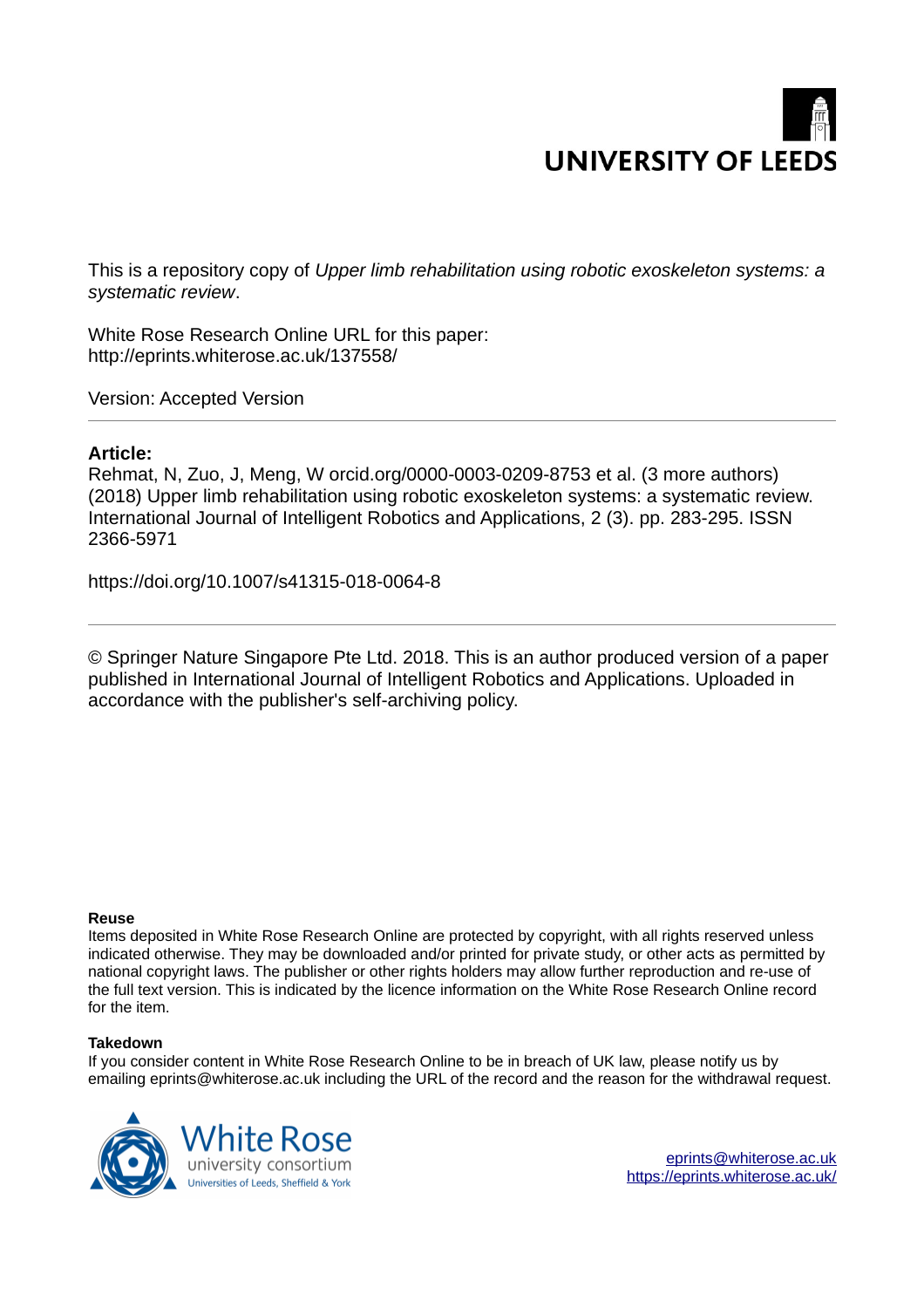UNIVERSITY OF LEEDS

This is a repository copy of *Upper limb rehabilitation using robotic exoskeleton systems: a systematic review*.

White Rose Research Online URL for this paper:
http://eprints.whiterose.ac.uk/137558/

Version: Accepted Version

---

**Article:**

Rehmat, N, Zuo, J, Meng, W orcid.org/0000-0003-0209-8753 et al. (3 more authors) (2018) Upper limb rehabilitation using robotic exoskeleton systems: a systematic review. International Journal of Intelligent Robotics and Applications, 2 (3). pp. 283-295. ISSN 2366-5971

https://doi.org/10.1007/s41315-018-0064-8

---

© Springer Nature Singapore Pte Ltd. 2018. This is an author produced version of a paper published in International Journal of Intelligent Robotics and Applications. Uploaded in accordance with the publisher's self-archiving policy.

**Reuse**

Items deposited in White Rose Research Online are protected by copyright, with all rights reserved unless indicated otherwise. They may be downloaded and/or printed for private study, or other acts as permitted by national copyright laws. The publisher or other rights holders may allow further reproduction and re-use of the full text version. This is indicated by the licence information on the White Rose Research Online record for the item.

**Takedown**

If you consider content in White Rose Research Online to be in breach of UK law, please notify us by emailing eprints@whiterose.ac.uk including the URL of the record and the reason for the withdrawal request.

White Rose university consortium
Universities of Leeds, Sheffield & York

eprints@whiterose.ac.uk
https://eprints.whiterose.ac.uk/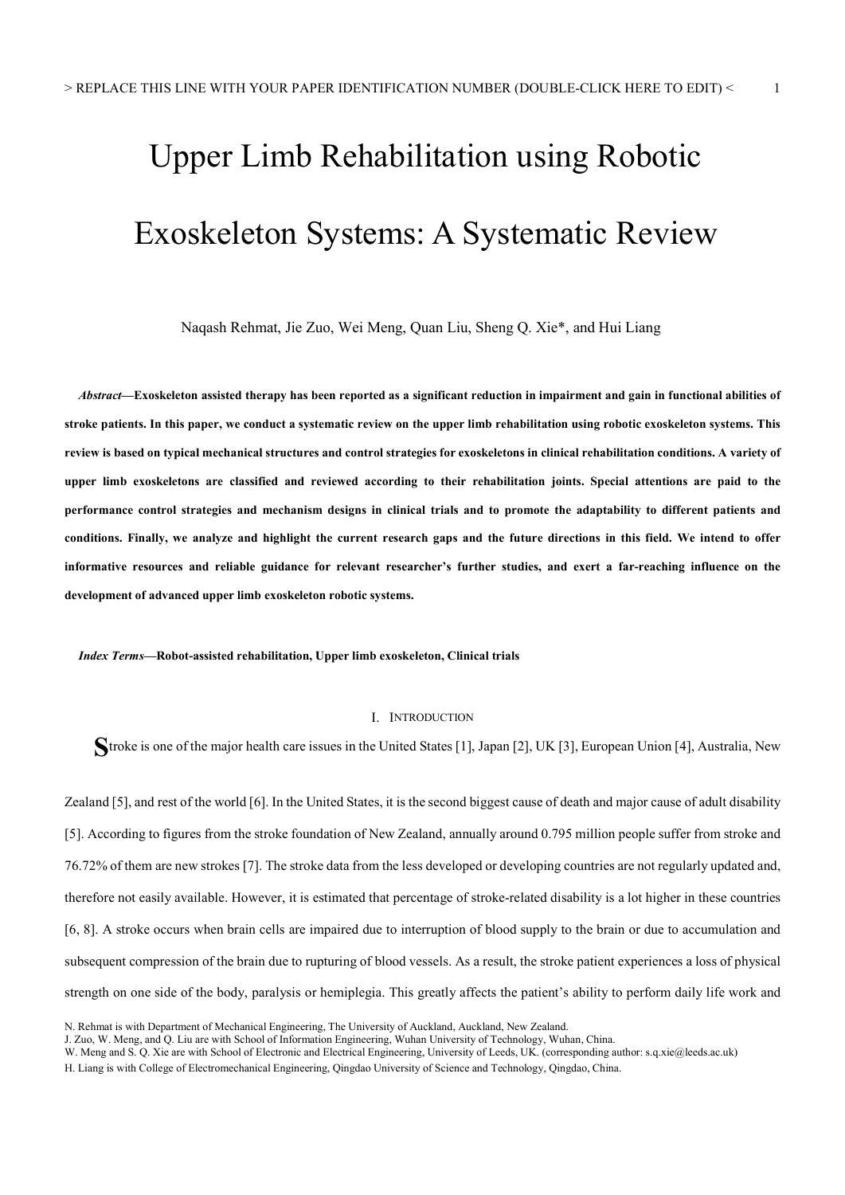# Upper Limb Rehabilitation using Robotic Exoskeleton Systems: A Systematic Review

Naqash Rehmat, Jie Zuo, Wei Meng, Quan Liu, Sheng Q. Xie*, and Hui Liang

***Abstract*—Exoskeleton assisted therapy has been reported as a significant reduction in impairment and gain in functional abilities of stroke patients. In this paper, we conduct a systematic review on the upper limb rehabilitation using robotic exoskeleton systems. This review is based on typical mechanical structures and control strategies for exoskeletons in clinical rehabilitation conditions. A variety of upper limb exoskeletons are classified and reviewed according to their rehabilitation joints. Special attentions are paid to the performance control strategies and mechanism designs in clinical trials and to promote the adaptability to different patients and conditions. Finally, we analyze and highlight the current research gaps and the future directions in this field. We intend to offer informative resources and reliable guidance for relevant researcher's further studies, and exert a far-reaching influence on the development of advanced upper limb exoskeleton robotic systems.**

***Index Terms*—Robot-assisted rehabilitation, Upper limb exoskeleton, Clinical trials**

## I. Introduction

Stroke is one of the major health care issues in the United States [1], Japan [2], UK [3], European Union [4], Australia, New Zealand [5], and rest of the world [6]. In the United States, it is the second biggest cause of death and major cause of adult disability [5]. According to figures from the stroke foundation of New Zealand, annually around 0.795 million people suffer from stroke and 76.72% of them are new strokes [7]. The stroke data from the less developed or developing countries are not regularly updated and, therefore not easily available. However, it is estimated that percentage of stroke-related disability is a lot higher in these countries [6, 8]. A stroke occurs when brain cells are impaired due to interruption of blood supply to the brain or due to accumulation and subsequent compression of the brain due to rupturing of blood vessels. As a result, the stroke patient experiences a loss of physical strength on one side of the body, paralysis or hemiplegia. This greatly affects the patient's ability to perform daily life work and

N. Rehmat is with Department of Mechanical Engineering, The University of Auckland, Auckland, New Zealand.
J. Zuo, W. Meng, and Q. Liu are with School of Information Engineering, Wuhan University of Technology, Wuhan, China.
W. Meng and S. Q. Xie are with School of Electronic and Electrical Engineering, University of Leeds, UK. (corresponding author: s.q.xie@leeds.ac.uk)
H. Liang is with College of Electromechanical Engineering, Qingdao University of Science and Technology, Qingdao, China.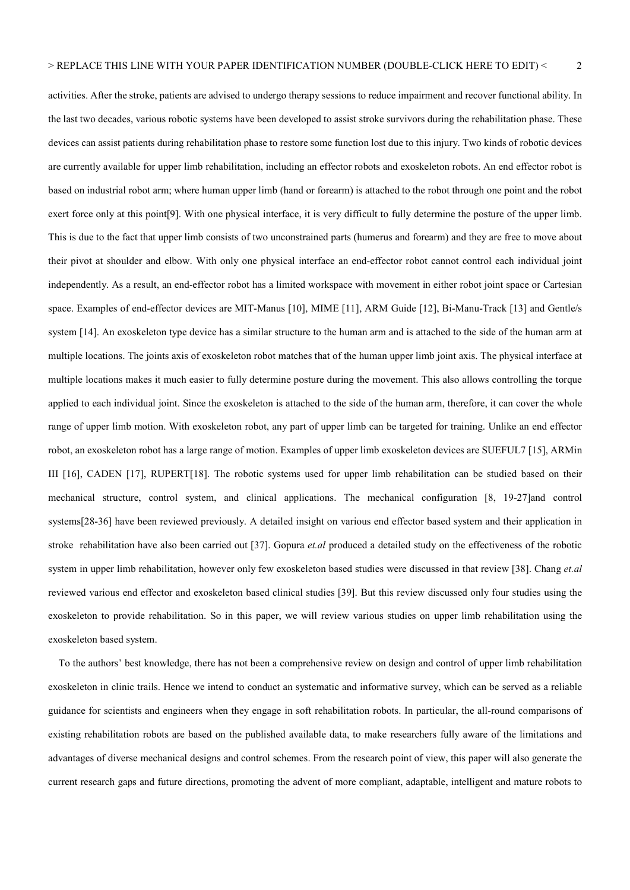activities. After the stroke, patients are advised to undergo therapy sessions to reduce impairment and recover functional ability. In the last two decades, various robotic systems have been developed to assist stroke survivors during the rehabilitation phase. These devices can assist patients during rehabilitation phase to restore some function lost due to this injury. Two kinds of robotic devices are currently available for upper limb rehabilitation, including an effector robots and exoskeleton robots. An end effector robot is based on industrial robot arm; where human upper limb (hand or forearm) is attached to the robot through one point and the robot exert force only at this point[9]. With one physical interface, it is very difficult to fully determine the posture of the upper limb. This is due to the fact that upper limb consists of two unconstrained parts (humerus and forearm) and they are free to move about their pivot at shoulder and elbow. With only one physical interface an end-effector robot cannot control each individual joint independently. As a result, an end-effector robot has a limited workspace with movement in either robot joint space or Cartesian space. Examples of end-effector devices are MIT-Manus [10], MIME [11], ARM Guide [12], Bi-Manu-Track [13] and Gentle/s system [14]. An exoskeleton type device has a similar structure to the human arm and is attached to the side of the human arm at multiple locations. The joints axis of exoskeleton robot matches that of the human upper limb joint axis. The physical interface at multiple locations makes it much easier to fully determine posture during the movement. This also allows controlling the torque applied to each individual joint. Since the exoskeleton is attached to the side of the human arm, therefore, it can cover the whole range of upper limb motion. With exoskeleton robot, any part of upper limb can be targeted for training. Unlike an end effector robot, an exoskeleton robot has a large range of motion. Examples of upper limb exoskeleton devices are SUEFUL7 [15], ARMin III [16], CADEN [17], RUPERT[18]. The robotic systems used for upper limb rehabilitation can be studied based on their mechanical structure, control system, and clinical applications. The mechanical configuration [8, 19-27]and control systems[28-36] have been reviewed previously. A detailed insight on various end effector based system and their application in stroke rehabilitation have also been carried out [37]. Gopura *et.al* produced a detailed study on the effectiveness of the robotic system in upper limb rehabilitation, however only few exoskeleton based studies were discussed in that review [38]. Chang *et.al* reviewed various end effector and exoskeleton based clinical studies [39]. But this review discussed only four studies using the exoskeleton to provide rehabilitation. So in this paper, we will review various studies on upper limb rehabilitation using the exoskeleton based system.

To the authors' best knowledge, there has not been a comprehensive review on design and control of upper limb rehabilitation exoskeleton in clinic trails. Hence we intend to conduct an systematic and informative survey, which can be served as a reliable guidance for scientists and engineers when they engage in soft rehabilitation robots. In particular, the all-round comparisons of existing rehabilitation robots are based on the published available data, to make researchers fully aware of the limitations and advantages of diverse mechanical designs and control schemes. From the research point of view, this paper will also generate the current research gaps and future directions, promoting the advent of more compliant, adaptable, intelligent and mature robots to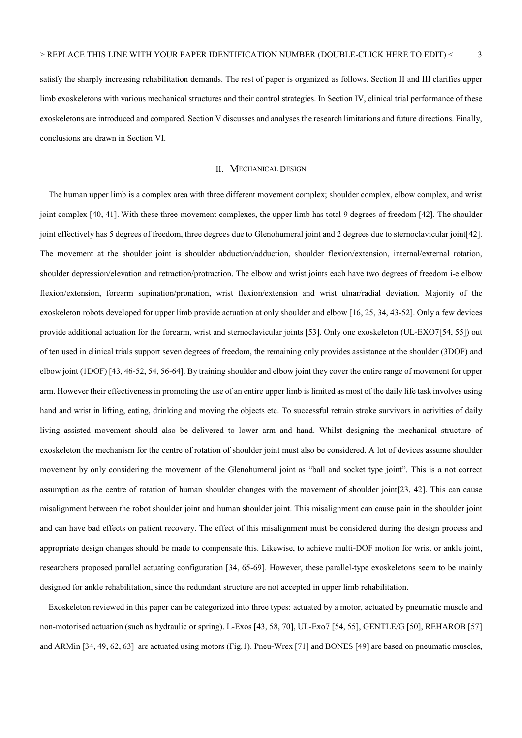satisfy the sharply increasing rehabilitation demands. The rest of paper is organized as follows. Section II and III clarifies upper limb exoskeletons with various mechanical structures and their control strategies. In Section IV, clinical trial performance of these exoskeletons are introduced and compared. Section V discusses and analyses the research limitations and future directions. Finally, conclusions are drawn in Section VI.

## II. Mechanical Design

The human upper limb is a complex area with three different movement complex; shoulder complex, elbow complex, and wrist joint complex [40, 41]. With these three-movement complexes, the upper limb has total 9 degrees of freedom [42]. The shoulder joint effectively has 5 degrees of freedom, three degrees due to Glenohumeral joint and 2 degrees due to sternoclavicular joint[42]. The movement at the shoulder joint is shoulder abduction/adduction, shoulder flexion/extension, internal/external rotation, shoulder depression/elevation and retraction/protraction. The elbow and wrist joints each have two degrees of freedom i-e elbow flexion/extension, forearm supination/pronation, wrist flexion/extension and wrist ulnar/radial deviation. Majority of the exoskeleton robots developed for upper limb provide actuation at only shoulder and elbow [16, 25, 34, 43-52]. Only a few devices provide additional actuation for the forearm, wrist and sternoclavicular joints [53]. Only one exoskeleton (UL-EXO7[54, 55]) out of ten used in clinical trials support seven degrees of freedom, the remaining only provides assistance at the shoulder (3DOF) and elbow joint (1DOF) [43, 46-52, 54, 56-64]. By training shoulder and elbow joint they cover the entire range of movement for upper arm. However their effectiveness in promoting the use of an entire upper limb is limited as most of the daily life task involves using hand and wrist in lifting, eating, drinking and moving the objects etc. To successful retrain stroke survivors in activities of daily living assisted movement should also be delivered to lower arm and hand. Whilst designing the mechanical structure of exoskeleton the mechanism for the centre of rotation of shoulder joint must also be considered. A lot of devices assume shoulder movement by only considering the movement of the Glenohumeral joint as "ball and socket type joint". This is a not correct assumption as the centre of rotation of human shoulder changes with the movement of shoulder joint[23, 42]. This can cause misalignment between the robot shoulder joint and human shoulder joint. This misalignment can cause pain in the shoulder joint and can have bad effects on patient recovery. The effect of this misalignment must be considered during the design process and appropriate design changes should be made to compensate this. Likewise, to achieve multi-DOF motion for wrist or ankle joint, researchers proposed parallel actuating configuration [34, 65-69]. However, these parallel-type exoskeletons seem to be mainly designed for ankle rehabilitation, since the redundant structure are not accepted in upper limb rehabilitation.

Exoskeleton reviewed in this paper can be categorized into three types: actuated by a motor, actuated by pneumatic muscle and non-motorised actuation (such as hydraulic or spring). L-Exos [43, 58, 70], UL-Exo7 [54, 55], GENTLE/G [50], REHAROB [57] and ARMin [34, 49, 62, 63] are actuated using motors (Fig.1). Pneu-Wrex [71] and BONES [49] are based on pneumatic muscles,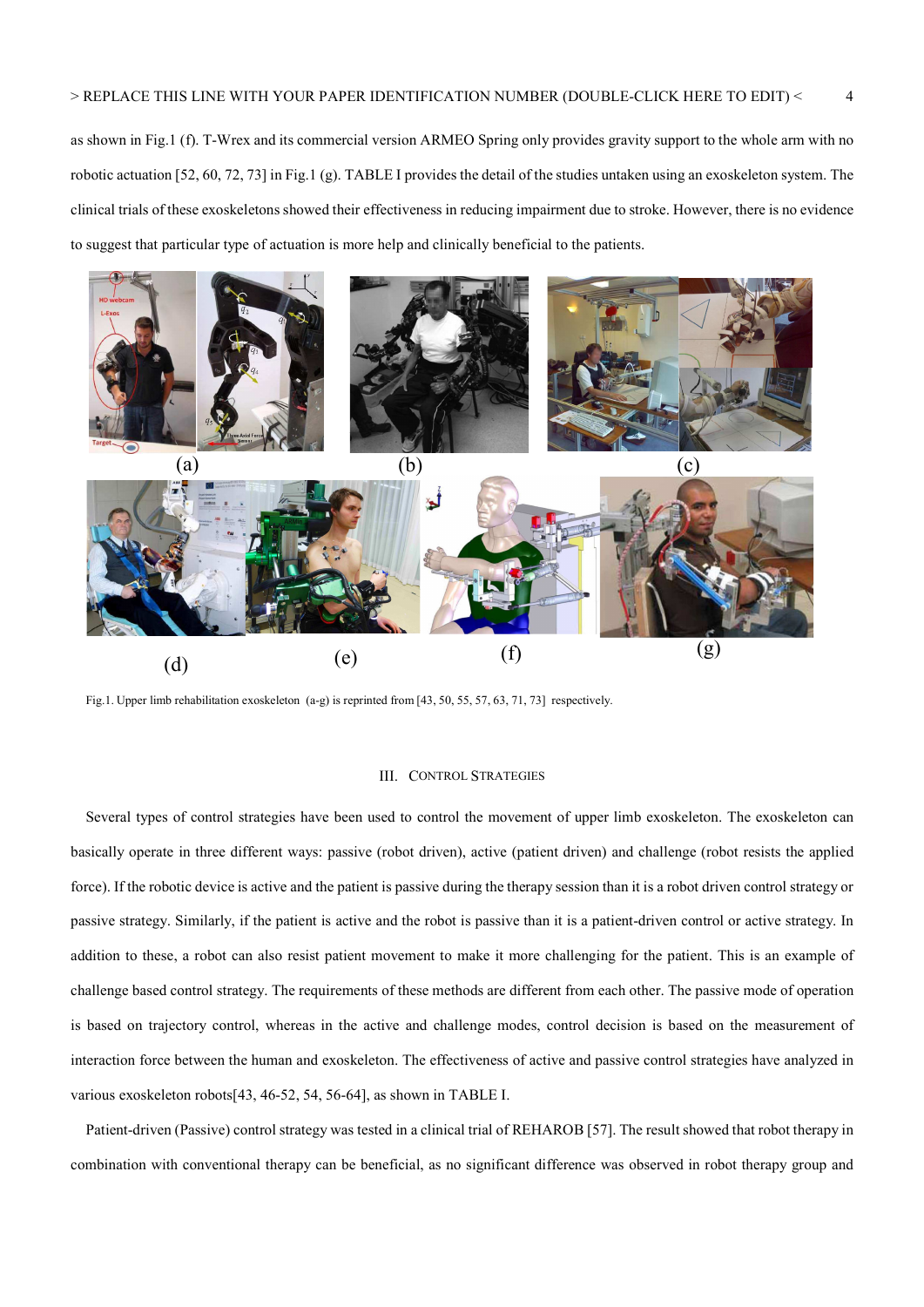as shown in Fig.1 (f). T-Wrex and its commercial version ARMEO Spring only provides gravity support to the whole arm with no robotic actuation [52, 60, 72, 73] in Fig.1 (g). TABLE I provides the detail of the studies untaken using an exoskeleton system. The clinical trials of these exoskeletons showed their effectiveness in reducing impairment due to stroke. However, there is no evidence to suggest that particular type of actuation is more help and clinically beneficial to the patients.

Fig.1. Upper limb rehabilitation exoskeleton (a-g) is reprinted from [43, 50, 55, 57, 63, 71, 73] respectively.

## III. Control Strategies

Several types of control strategies have been used to control the movement of upper limb exoskeleton. The exoskeleton can basically operate in three different ways: passive (robot driven), active (patient driven) and challenge (robot resists the applied force). If the robotic device is active and the patient is passive during the therapy session than it is a robot driven control strategy or passive strategy. Similarly, if the patient is active and the robot is passive than it is a patient-driven control or active strategy. In addition to these, a robot can also resist patient movement to make it more challenging for the patient. This is an example of challenge based control strategy. The requirements of these methods are different from each other. The passive mode of operation is based on trajectory control, whereas in the active and challenge modes, control decision is based on the measurement of interaction force between the human and exoskeleton. The effectiveness of active and passive control strategies have analyzed in various exoskeleton robots[43, 46-52, 54, 56-64], as shown in TABLE I.

Patient-driven (Passive) control strategy was tested in a clinical trial of REHAROB [57]. The result showed that robot therapy in combination with conventional therapy can be beneficial, as no significant difference was observed in robot therapy group and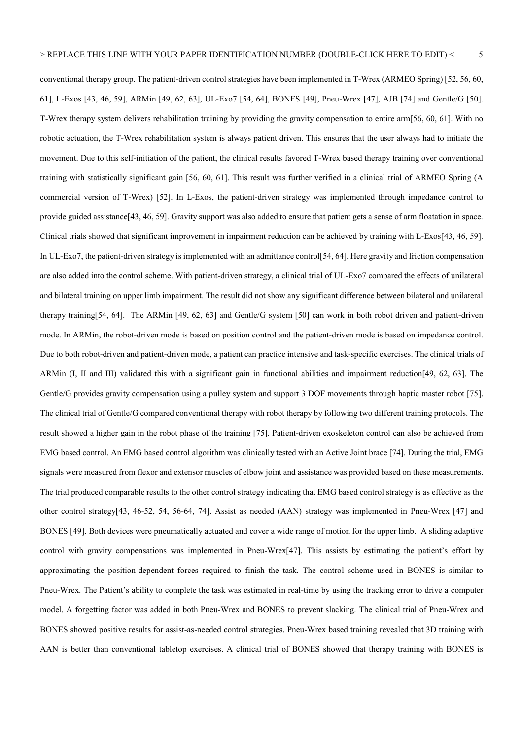conventional therapy group. The patient-driven control strategies have been implemented in T-Wrex (ARMEO Spring) [52, 56, 60, 61], L-Exos [43, 46, 59], ARMin [49, 62, 63], UL-Exo7 [54, 64], BONES [49], Pneu-Wrex [47], AJB [74] and Gentle/G [50]. T-Wrex therapy system delivers rehabilitation training by providing the gravity compensation to entire arm[56, 60, 61]. With no robotic actuation, the T-Wrex rehabilitation system is always patient driven. This ensures that the user always had to initiate the movement. Due to this self-initiation of the patient, the clinical results favored T-Wrex based therapy training over conventional training with statistically significant gain [56, 60, 61]. This result was further verified in a clinical trial of ARMEO Spring (A commercial version of T-Wrex) [52]. In L-Exos, the patient-driven strategy was implemented through impedance control to provide guided assistance[43, 46, 59]. Gravity support was also added to ensure that patient gets a sense of arm floatation in space. Clinical trials showed that significant improvement in impairment reduction can be achieved by training with L-Exos[43, 46, 59]. In UL-Exo7, the patient-driven strategy is implemented with an admittance control[54, 64]. Here gravity and friction compensation are also added into the control scheme. With patient-driven strategy, a clinical trial of UL-Exo7 compared the effects of unilateral and bilateral training on upper limb impairment. The result did not show any significant difference between bilateral and unilateral therapy training[54, 64]. The ARMin [49, 62, 63] and Gentle/G system [50] can work in both robot driven and patient-driven mode. In ARMin, the robot-driven mode is based on position control and the patient-driven mode is based on impedance control. Due to both robot-driven and patient-driven mode, a patient can practice intensive and task-specific exercises. The clinical trials of ARMin (I, II and III) validated this with a significant gain in functional abilities and impairment reduction[49, 62, 63]. The Gentle/G provides gravity compensation using a pulley system and support 3 DOF movements through haptic master robot [75]. The clinical trial of Gentle/G compared conventional therapy with robot therapy by following two different training protocols. The result showed a higher gain in the robot phase of the training [75]. Patient-driven exoskeleton control can also be achieved from EMG based control. An EMG based control algorithm was clinically tested with an Active Joint brace [74]. During the trial, EMG signals were measured from flexor and extensor muscles of elbow joint and assistance was provided based on these measurements. The trial produced comparable results to the other control strategy indicating that EMG based control strategy is as effective as the other control strategy[43, 46-52, 54, 56-64, 74]. Assist as needed (AAN) strategy was implemented in Pneu-Wrex [47] and BONES [49]. Both devices were pneumatically actuated and cover a wide range of motion for the upper limb. A sliding adaptive control with gravity compensations was implemented in Pneu-Wrex[47]. This assists by estimating the patient's effort by approximating the position-dependent forces required to finish the task. The control scheme used in BONES is similar to Pneu-Wrex. The Patient's ability to complete the task was estimated in real-time by using the tracking error to drive a computer model. A forgetting factor was added in both Pneu-Wrex and BONES to prevent slacking. The clinical trial of Pneu-Wrex and BONES showed positive results for assist-as-needed control strategies. Pneu-Wrex based training revealed that 3D training with AAN is better than conventional tabletop exercises. A clinical trial of BONES showed that therapy training with BONES is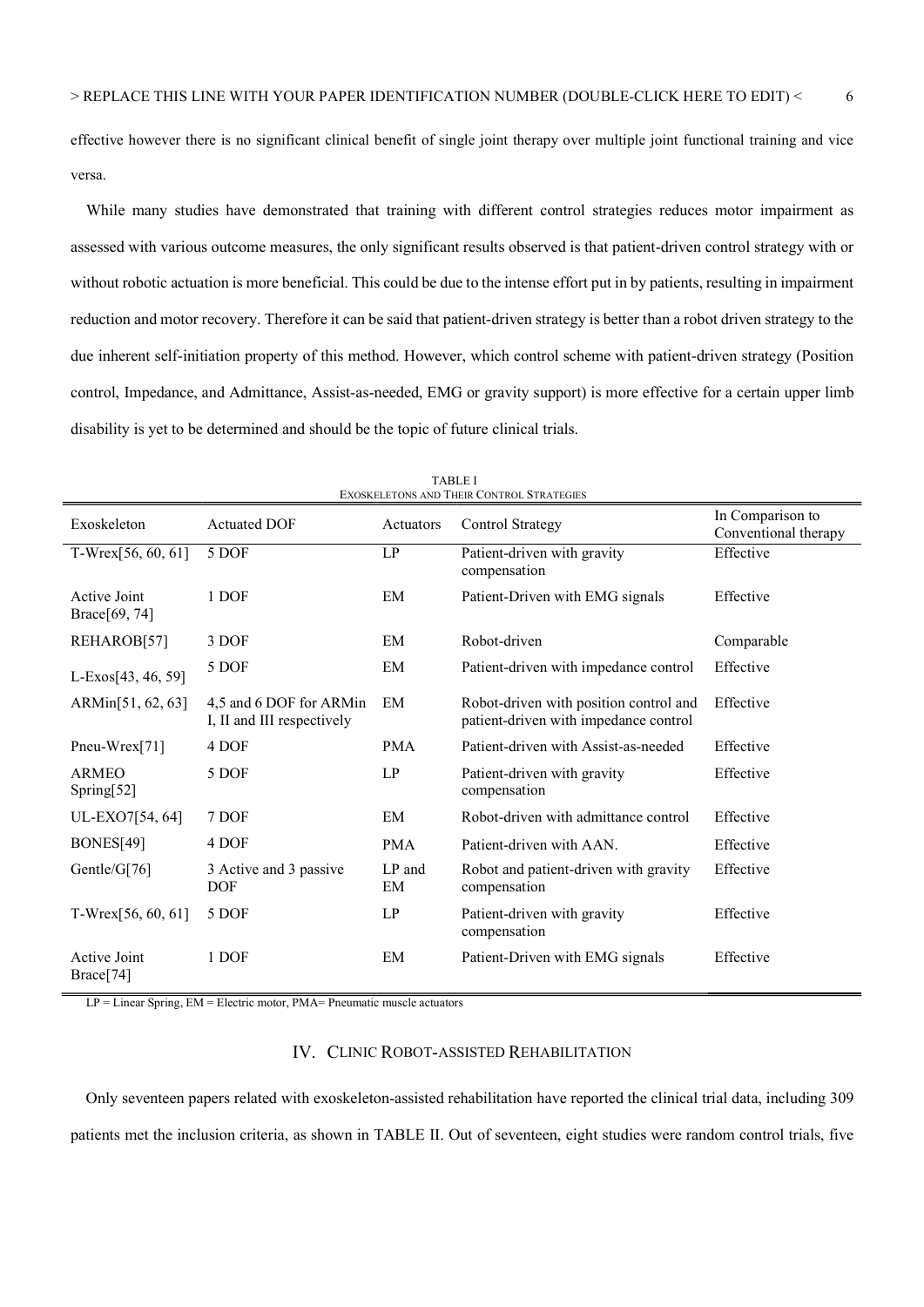effective however there is no significant clinical benefit of single joint therapy over multiple joint functional training and vice versa.

While many studies have demonstrated that training with different control strategies reduces motor impairment as assessed with various outcome measures, the only significant results observed is that patient-driven control strategy with or without robotic actuation is more beneficial. This could be due to the intense effort put in by patients, resulting in impairment reduction and motor recovery. Therefore it can be said that patient-driven strategy is better than a robot driven strategy to the due inherent self-initiation property of this method. However, which control scheme with patient-driven strategy (Position control, Impedance, and Admittance, Assist-as-needed, EMG or gravity support) is more effective for a certain upper limb disability is yet to be determined and should be the topic of future clinical trials.

TABLE I
EXOSKELETONS AND THEIR CONTROL STRATEGIES

| Exoskeleton | Actuated DOF | Actuators | Control Strategy | In Comparison to Conventional therapy |
|---|---|---|---|---|
| T-Wrex[56, 60, 61] | 5 DOF | LP | Patient-driven with gravity compensation | Effective |
| Active Joint Brace[69, 74] | 1 DOF | EM | Patient-Driven with EMG signals | Effective |
| REHAROB[57] | 3 DOF | EM | Robot-driven | Comparable |
| L-Exos[43, 46, 59] | 5 DOF | EM | Patient-driven with impedance control | Effective |
| ARMin[51, 62, 63] | 4,5 and 6 DOF for ARMin I, II and III respectively | EM | Robot-driven with position control and patient-driven with impedance control | Effective |
| Pneu-Wrex[71] | 4 DOF | PMA | Patient-driven with Assist-as-needed | Effective |
| ARMEO Spring[52] | 5 DOF | LP | Patient-driven with gravity compensation | Effective |
| UL-EXO7[54, 64] | 7 DOF | EM | Robot-driven with admittance control | Effective |
| BONES[49] | 4 DOF | PMA | Patient-driven with AAN. | Effective |
| Gentle/G[76] | 3 Active and 3 passive DOF | LP and EM | Robot and patient-driven with gravity compensation | Effective |
| T-Wrex[56, 60, 61] | 5 DOF | LP | Patient-driven with gravity compensation | Effective |
| Active Joint Brace[74] | 1 DOF | EM | Patient-Driven with EMG signals | Effective |

LP = Linear Spring, EM = Electric motor, PMA= Pneumatic muscle actuators

## IV. CLINIC ROBOT-ASSISTED REHABILITATION

Only seventeen papers related with exoskeleton-assisted rehabilitation have reported the clinical trial data, including 309 patients met the inclusion criteria, as shown in TABLE II. Out of seventeen, eight studies were random control trials, five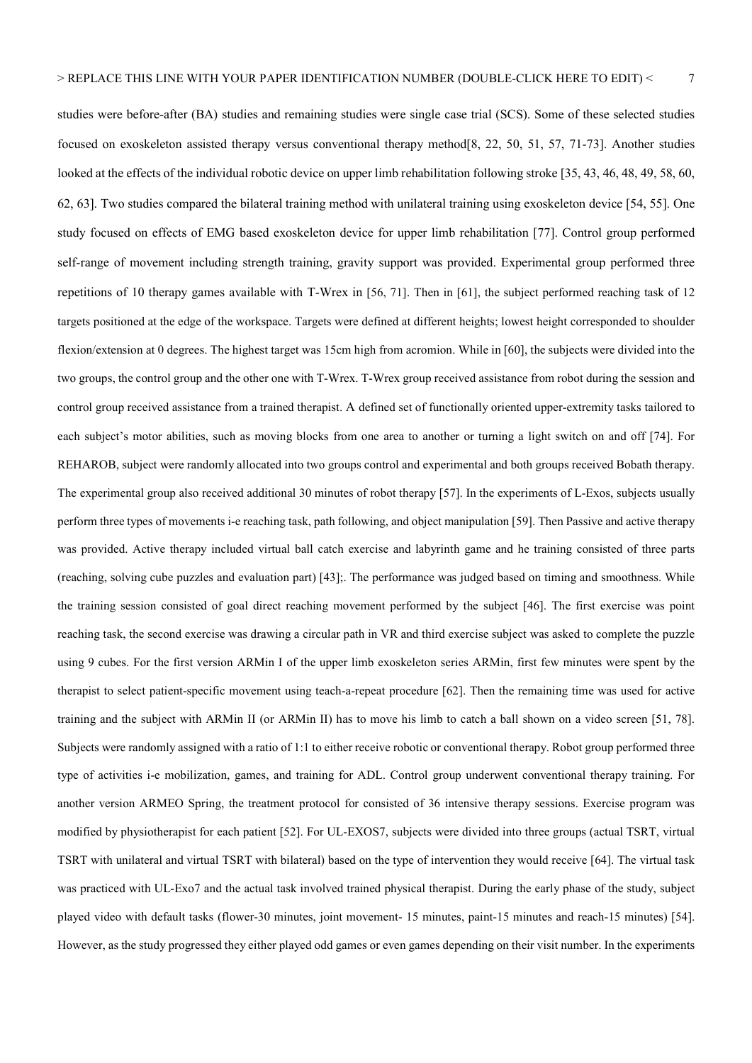studies were before-after (BA) studies and remaining studies were single case trial (SCS). Some of these selected studies focused on exoskeleton assisted therapy versus conventional therapy method[8, 22, 50, 51, 57, 71-73]. Another studies looked at the effects of the individual robotic device on upper limb rehabilitation following stroke [35, 43, 46, 48, 49, 58, 60, 62, 63]. Two studies compared the bilateral training method with unilateral training using exoskeleton device [54, 55]. One study focused on effects of EMG based exoskeleton device for upper limb rehabilitation [77]. Control group performed self-range of movement including strength training, gravity support was provided. Experimental group performed three repetitions of 10 therapy games available with T-Wrex in [56, 71]. Then in [61], the subject performed reaching task of 12 targets positioned at the edge of the workspace. Targets were defined at different heights; lowest height corresponded to shoulder flexion/extension at 0 degrees. The highest target was 15cm high from acromion. While in [60], the subjects were divided into the two groups, the control group and the other one with T-Wrex. T-Wrex group received assistance from robot during the session and control group received assistance from a trained therapist. A defined set of functionally oriented upper-extremity tasks tailored to each subject's motor abilities, such as moving blocks from one area to another or turning a light switch on and off [74]. For REHAROB, subject were randomly allocated into two groups control and experimental and both groups received Bobath therapy. The experimental group also received additional 30 minutes of robot therapy [57]. In the experiments of L-Exos, subjects usually perform three types of movements i-e reaching task, path following, and object manipulation [59]. Then Passive and active therapy was provided. Active therapy included virtual ball catch exercise and labyrinth game and he training consisted of three parts (reaching, solving cube puzzles and evaluation part) [43];. The performance was judged based on timing and smoothness. While the training session consisted of goal direct reaching movement performed by the subject [46]. The first exercise was point reaching task, the second exercise was drawing a circular path in VR and third exercise subject was asked to complete the puzzle using 9 cubes. For the first version ARMin I of the upper limb exoskeleton series ARMin, first few minutes were spent by the therapist to select patient-specific movement using teach-a-repeat procedure [62]. Then the remaining time was used for active training and the subject with ARMin II (or ARMin II) has to move his limb to catch a ball shown on a video screen [51, 78]. Subjects were randomly assigned with a ratio of 1:1 to either receive robotic or conventional therapy. Robot group performed three type of activities i-e mobilization, games, and training for ADL. Control group underwent conventional therapy training. For another version ARMEO Spring, the treatment protocol for consisted of 36 intensive therapy sessions. Exercise program was modified by physiotherapist for each patient [52]. For UL-EXOS7, subjects were divided into three groups (actual TSRT, virtual TSRT with unilateral and virtual TSRT with bilateral) based on the type of intervention they would receive [64]. The virtual task was practiced with UL-Exo7 and the actual task involved trained physical therapist. During the early phase of the study, subject played video with default tasks (flower-30 minutes, joint movement- 15 minutes, paint-15 minutes and reach-15 minutes) [54]. However, as the study progressed they either played odd games or even games depending on their visit number. In the experiments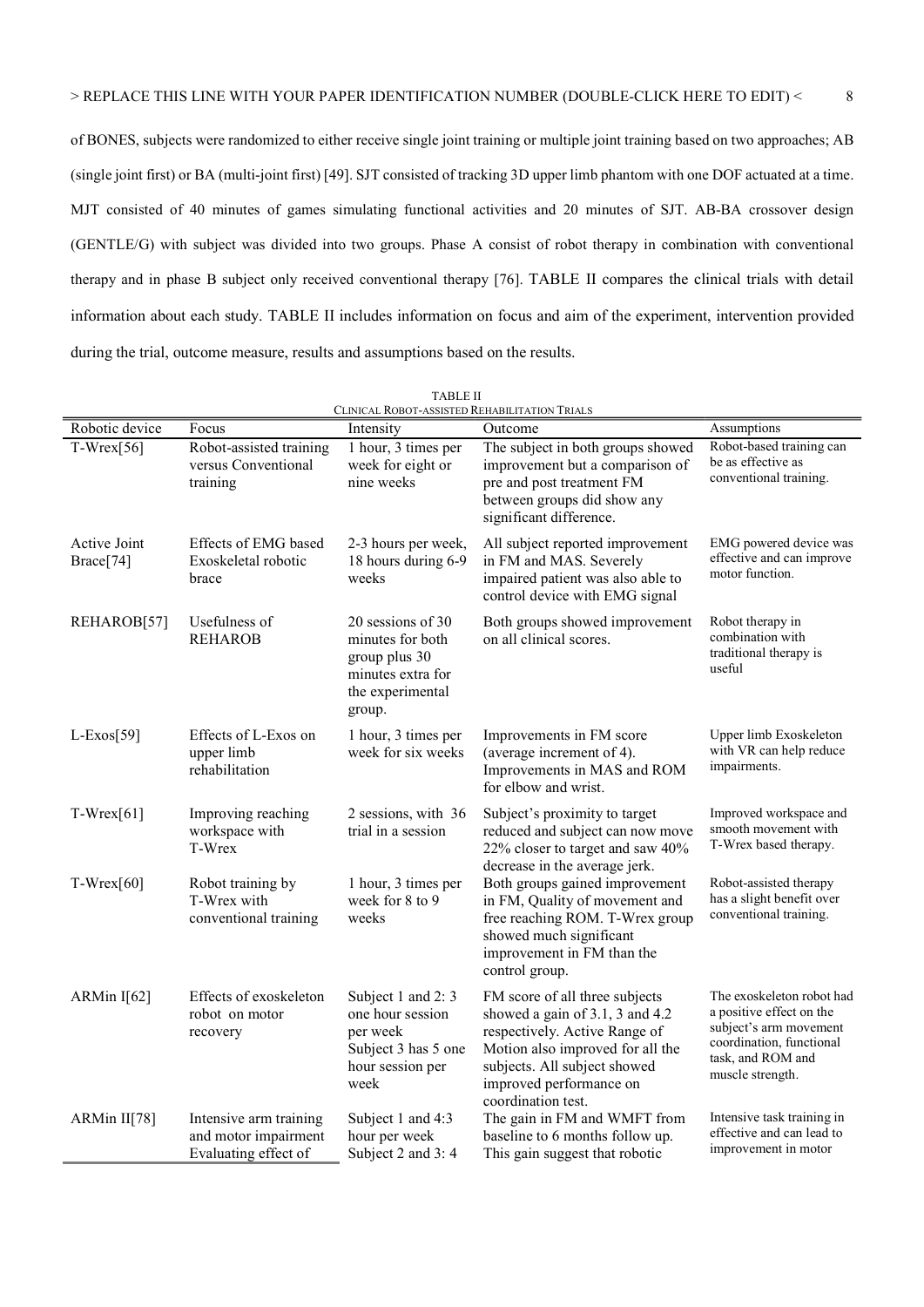of BONES, subjects were randomized to either receive single joint training or multiple joint training based on two approaches; AB (single joint first) or BA (multi-joint first) [49]. SJT consisted of tracking 3D upper limb phantom with one DOF actuated at a time. MJT consisted of 40 minutes of games simulating functional activities and 20 minutes of SJT. AB-BA crossover design (GENTLE/G) with subject was divided into two groups. Phase A consist of robot therapy in combination with conventional therapy and in phase B subject only received conventional therapy [76]. TABLE II compares the clinical trials with detail information about each study. TABLE II includes information on focus and aim of the experiment, intervention provided during the trial, outcome measure, results and assumptions based on the results.

TABLE II
CLINICAL ROBOT-ASSISTED REHABILITATION TRIALS

| Robotic device | Focus | Intensity | Outcome | Assumptions |
|---|---|---|---|---|
| T-Wrex[56] | Robot-assisted training versus Conventional training | 1 hour, 3 times per week for eight or nine weeks | The subject in both groups showed improvement but a comparison of pre and post treatment FM between groups did show any significant difference. | Robot-based training can be as effective as conventional training. |
| Active Joint Brace[74] | Effects of EMG based Exoskeletal robotic brace | 2-3 hours per week, 18 hours during 6-9 weeks | All subject reported improvement in FM and MAS. Severely impaired patient was also able to control device with EMG signal | EMG powered device was effective and can improve motor function. |
| REHAROB[57] | Usefulness of REHAROB | 20 sessions of 30 minutes for both group plus 30 minutes extra for the experimental group. | Both groups showed improvement on all clinical scores. | Robot therapy in combination with traditional therapy is useful |
| L-Exos[59] | Effects of L-Exos on upper limb rehabilitation | 1 hour, 3 times per week for six weeks | Improvements in FM score (average increment of 4). Improvements in MAS and ROM for elbow and wrist. | Upper limb Exoskeleton with VR can help reduce impairments. |
| T-Wrex[61] | Improving reaching workspace with T-Wrex | 2 sessions, with 36 trial in a session | Subject's proximity to target reduced and subject can now move 22% closer to target and saw 40% decrease in the average jerk. | Improved workspace and smooth movement with T-Wrex based therapy. |
| T-Wrex[60] | Robot training by T-Wrex with conventional training | 1 hour, 3 times per week for 8 to 9 weeks | Both groups gained improvement in FM, Quality of movement and free reaching ROM. T-Wrex group showed much significant improvement in FM than the control group. | Robot-assisted therapy has a slight benefit over conventional training. |
| ARMin I[62] | Effects of exoskeleton robot on motor recovery | Subject 1 and 2: 3 one hour session per week Subject 3 has 5 one hour session per week | FM score of all three subjects showed a gain of 3.1, 3 and 4.2 respectively. Active Range of Motion also improved for all the subjects. All subject showed improved performance on coordination test. | The exoskeleton robot had a positive effect on the subject's arm movement coordination, functional task, and ROM and muscle strength. |
| ARMin II[78] | Intensive arm training and motor impairment Evaluating effect of | Subject 1 and 4:3 hour per week Subject 2 and 3: 4 | The gain in FM and WMFT from baseline to 6 months follow up. This gain suggest that robotic | Intensive task training in effective and can lead to improvement in motor |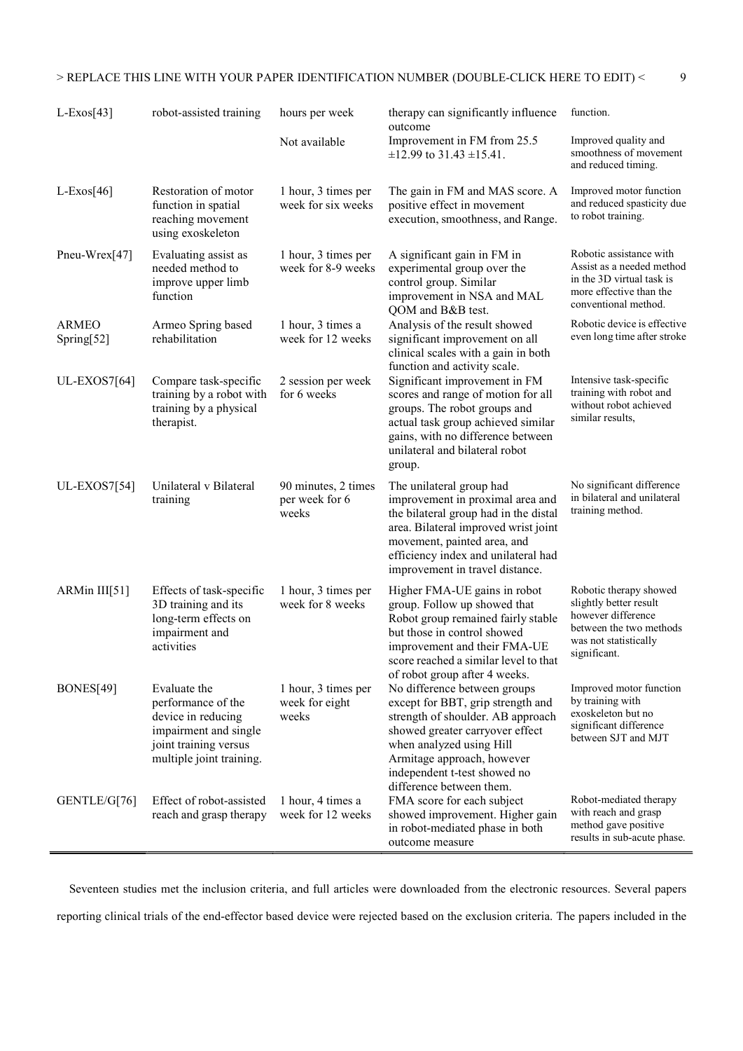| | | | | |
|---|---|---|---|---|
| L-Exos[43] | robot-assisted training | hours per week | therapy can significantly influence outcome | function. |
| | | Not available | Improvement in FM from 25.5 ±12.99 to 31.43 ±15.41. | Improved quality and smoothness of movement and reduced timing. |
| L-Exos[46] | Restoration of motor function in spatial reaching movement using exoskeleton | 1 hour, 3 times per week for six weeks | The gain in FM and MAS score. A positive effect in movement execution, smoothness, and Range. | Improved motor function and reduced spasticity due to robot training. |
| Pneu-Wrex[47] | Evaluating assist as needed method to improve upper limb function | 1 hour, 3 times per week for 8-9 weeks | A significant gain in FM in experimental group over the control group. Similar improvement in NSA and MAL QOM and B&B test. | Robotic assistance with Assist as a needed method in the 3D virtual task is more effective than the conventional method. |
| ARMEO Spring[52] | Armeo Spring based rehabilitation | 1 hour, 3 times a week for 12 weeks | Analysis of the result showed significant improvement on all clinical scales with a gain in both function and activity scale. | Robotic device is effective even long time after stroke |
| UL-EXOS7[64] | Compare task-specific training by a robot with training by a physical therapist. | 2 session per week for 6 weeks | Significant improvement in FM scores and range of motion for all groups. The robot groups and actual task group achieved similar gains, with no difference between unilateral and bilateral robot group. | Intensive task-specific training with robot and without robot achieved similar results, |
| UL-EXOS7[54] | Unilateral v Bilateral training | 90 minutes, 2 times per week for 6 weeks | The unilateral group had improvement in proximal area and the bilateral group had in the distal area. Bilateral improved wrist joint movement, painted area, and efficiency index and unilateral had improvement in travel distance. | No significant difference in bilateral and unilateral training method. |
| ARMin III[51] | Effects of task-specific 3D training and its long-term effects on impairment and activities | 1 hour, 3 times per week for 8 weeks | Higher FMA-UE gains in robot group. Follow up showed that Robot group remained fairly stable but those in control showed improvement and their FMA-UE score reached a similar level to that of robot group after 4 weeks. | Robotic therapy showed slightly better result however difference between the two methods was not statistically significant. |
| BONES[49] | Evaluate the performance of the device in reducing impairment and single joint training versus multiple joint training. | 1 hour, 3 times per week for eight weeks | No difference between groups except for BBT, grip strength and strength of shoulder. AB approach showed greater carryover effect when analyzed using Hill Armitage approach, however independent t-test showed no difference between them. | Improved motor function by training with exoskeleton but no significant difference between SJT and MJT |
| GENTLE/G[76] | Effect of robot-assisted reach and grasp therapy | 1 hour, 4 times a week for 12 weeks | FMA score for each subject showed improvement. Higher gain in robot-mediated phase in both outcome measure | Robot-mediated therapy with reach and grasp method gave positive results in sub-acute phase. |

Seventeen studies met the inclusion criteria, and full articles were downloaded from the electronic resources. Several papers reporting clinical trials of the end-effector based device were rejected based on the exclusion criteria. The papers included in the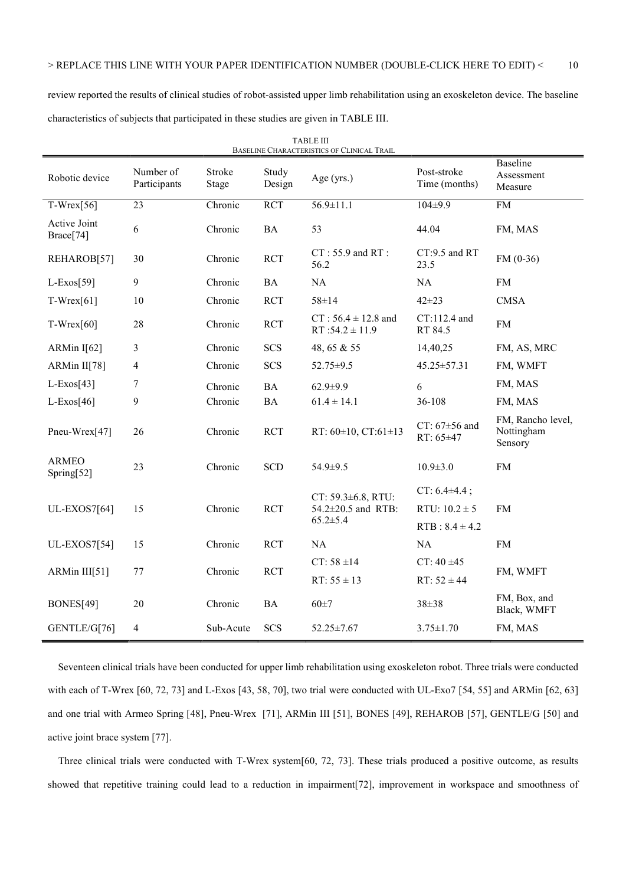review reported the results of clinical studies of robot-assisted upper limb rehabilitation using an exoskeleton device. The baseline characteristics of subjects that participated in these studies are given in TABLE III.

TABLE III
BASELINE CHARACTERISTICS OF CLINICAL TRAIL

| Robotic device | Number of Participants | Stroke Stage | Study Design | Age (yrs.) | Post-stroke Time (months) | Baseline Assessment Measure |
|---|---|---|---|---|---|---|
| T-Wrex[56] | 23 | Chronic | RCT | 56.9±11.1 | 104±9.9 | FM |
| Active Joint Brace[74] | 6 | Chronic | BA | 53 | 44.04 | FM, MAS |
| REHAROB[57] | 30 | Chronic | RCT | CT : 55.9 and RT : 56.2 | CT:9.5 and RT 23.5 | FM (0-36) |
| L-Exos[59] | 9 | Chronic | BA | NA | NA | FM |
| T-Wrex[61] | 10 | Chronic | RCT | 58±14 | 42±23 | CMSA |
| T-Wrex[60] | 28 | Chronic | RCT | CT : 56.4 ± 12.8 and RT :54.2 ± 11.9 | CT:112.4 and RT 84.5 | FM |
| ARMin I[62] | 3 | Chronic | SCS | 48, 65 & 55 | 14,40,25 | FM, AS, MRC |
| ARMin II[78] | 4 | Chronic | SCS | 52.75±9.5 | 45.25±57.31 | FM, WMFT |
| L-Exos[43] | 7 | Chronic | BA | 62.9±9.9 | 6 | FM, MAS |
| L-Exos[46] | 9 | Chronic | BA | 61.4 ± 14.1 | 36-108 | FM, MAS |
| Pneu-Wrex[47] | 26 | Chronic | RCT | RT: 60±10, CT:61±13 | CT: 67±56 and RT: 65±47 | FM, Rancho level, Nottingham Sensory |
| ARMEO Spring[52] | 23 | Chronic | SCD | 54.9±9.5 | 10.9±3.0 | FM |
| UL-EXOS7[64] | 15 | Chronic | RCT | CT: 59.3±6.8, RTU: 54.2±20.5 and RTB: 65.2±5.4 | CT: 6.4±4.4 ; RTU: 10.2 ± 5 RTB : 8.4 ± 4.2 | FM |
| UL-EXOS7[54] | 15 | Chronic | RCT | NA | NA | FM |
| ARMin III[51] | 77 | Chronic | RCT | CT: 58 ±14 RT: 55 ± 13 | CT: 40 ±45 RT: 52 ± 44 | FM, WMFT |
| BONES[49] | 20 | Chronic | BA | 60±7 | 38±38 | FM, Box, and Black, WMFT |
| GENTLE/G[76] | 4 | Sub-Acute | SCS | 52.25±7.67 | 3.75±1.70 | FM, MAS |

Seventeen clinical trials have been conducted for upper limb rehabilitation using exoskeleton robot. Three trials were conducted with each of T-Wrex [60, 72, 73] and L-Exos [43, 58, 70], two trial were conducted with UL-Exo7 [54, 55] and ARMin [62, 63] and one trial with Armeo Spring [48], Pneu-Wrex [71], ARMin III [51], BONES [49], REHAROB [57], GENTLE/G [50] and active joint brace system [77].

Three clinical trials were conducted with T-Wrex system[60, 72, 73]. These trials produced a positive outcome, as results showed that repetitive training could lead to a reduction in impairment[72], improvement in workspace and smoothness of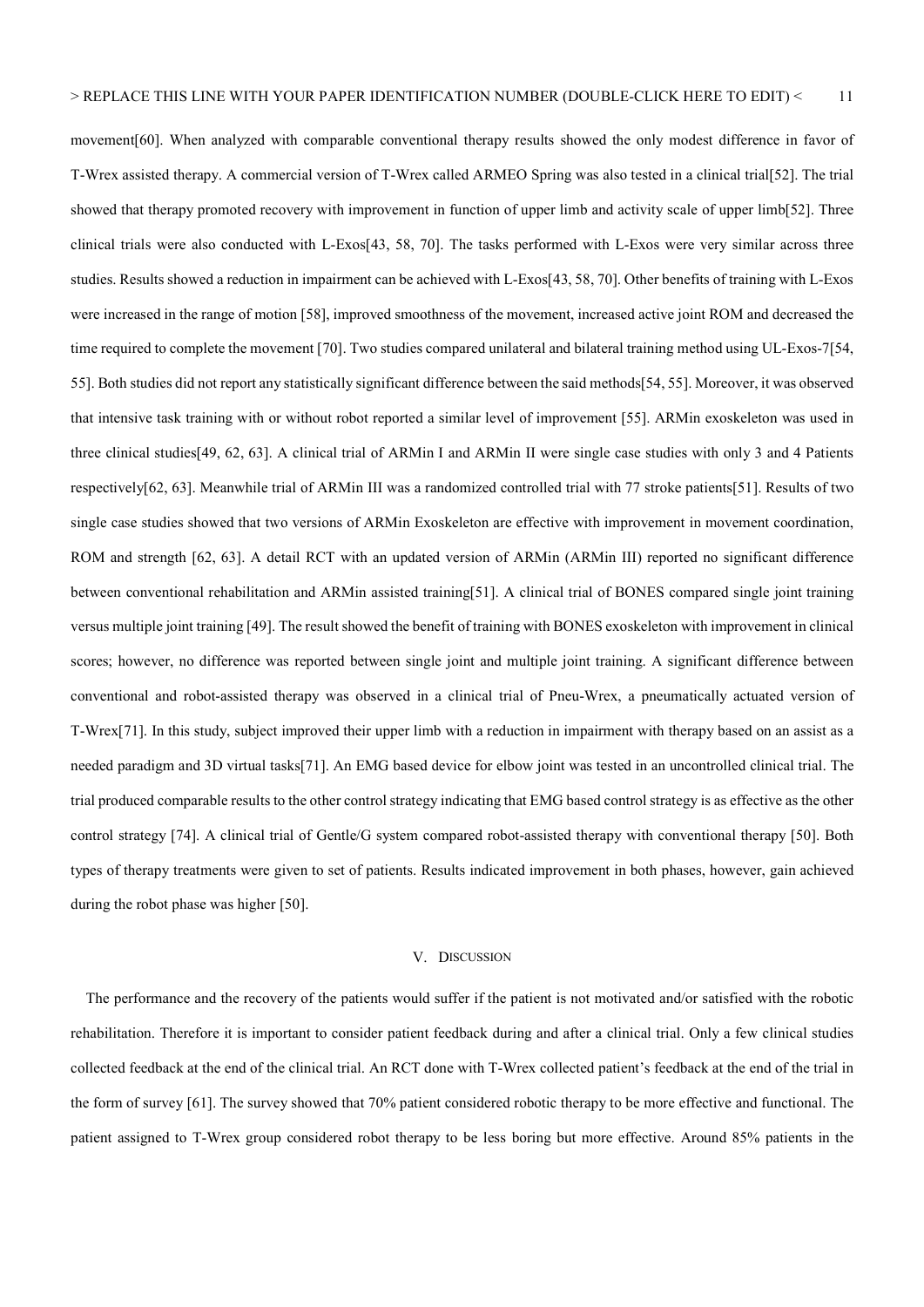movement[60]. When analyzed with comparable conventional therapy results showed the only modest difference in favor of T-Wrex assisted therapy. A commercial version of T-Wrex called ARMEO Spring was also tested in a clinical trial[52]. The trial showed that therapy promoted recovery with improvement in function of upper limb and activity scale of upper limb[52]. Three clinical trials were also conducted with L-Exos[43, 58, 70]. The tasks performed with L-Exos were very similar across three studies. Results showed a reduction in impairment can be achieved with L-Exos[43, 58, 70]. Other benefits of training with L-Exos were increased in the range of motion [58], improved smoothness of the movement, increased active joint ROM and decreased the time required to complete the movement [70]. Two studies compared unilateral and bilateral training method using UL-Exos-7[54, 55]. Both studies did not report any statistically significant difference between the said methods[54, 55]. Moreover, it was observed that intensive task training with or without robot reported a similar level of improvement [55]. ARMin exoskeleton was used in three clinical studies[49, 62, 63]. A clinical trial of ARMin I and ARMin II were single case studies with only 3 and 4 Patients respectively[62, 63]. Meanwhile trial of ARMin III was a randomized controlled trial with 77 stroke patients[51]. Results of two single case studies showed that two versions of ARMin Exoskeleton are effective with improvement in movement coordination, ROM and strength [62, 63]. A detail RCT with an updated version of ARMin (ARMin III) reported no significant difference between conventional rehabilitation and ARMin assisted training[51]. A clinical trial of BONES compared single joint training versus multiple joint training [49]. The result showed the benefit of training with BONES exoskeleton with improvement in clinical scores; however, no difference was reported between single joint and multiple joint training. A significant difference between conventional and robot-assisted therapy was observed in a clinical trial of Pneu-Wrex, a pneumatically actuated version of T-Wrex[71]. In this study, subject improved their upper limb with a reduction in impairment with therapy based on an assist as a needed paradigm and 3D virtual tasks[71]. An EMG based device for elbow joint was tested in an uncontrolled clinical trial. The trial produced comparable results to the other control strategy indicating that EMG based control strategy is as effective as the other control strategy [74]. A clinical trial of Gentle/G system compared robot-assisted therapy with conventional therapy [50]. Both types of therapy treatments were given to set of patients. Results indicated improvement in both phases, however, gain achieved during the robot phase was higher [50].

## V. Discussion

The performance and the recovery of the patients would suffer if the patient is not motivated and/or satisfied with the robotic rehabilitation. Therefore it is important to consider patient feedback during and after a clinical trial. Only a few clinical studies collected feedback at the end of the clinical trial. An RCT done with T-Wrex collected patient's feedback at the end of the trial in the form of survey [61]. The survey showed that 70% patient considered robotic therapy to be more effective and functional. The patient assigned to T-Wrex group considered robot therapy to be less boring but more effective. Around 85% patients in the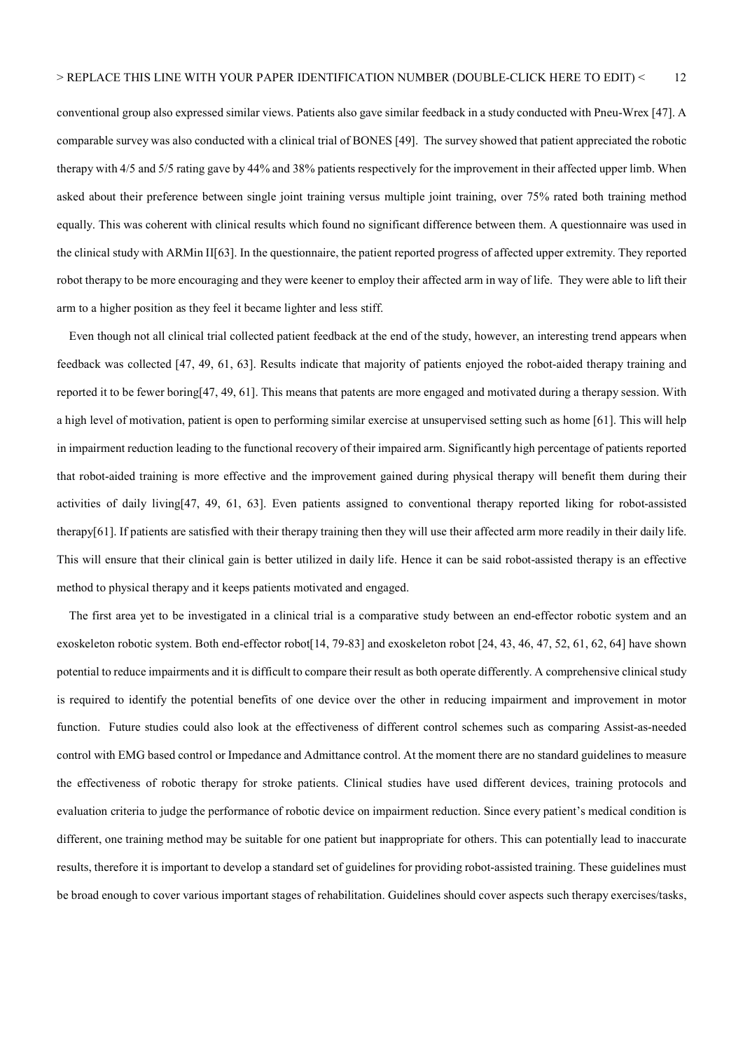conventional group also expressed similar views. Patients also gave similar feedback in a study conducted with Pneu-Wrex [47]. A comparable survey was also conducted with a clinical trial of BONES [49]. The survey showed that patient appreciated the robotic therapy with 4/5 and 5/5 rating gave by 44% and 38% patients respectively for the improvement in their affected upper limb. When asked about their preference between single joint training versus multiple joint training, over 75% rated both training method equally. This was coherent with clinical results which found no significant difference between them. A questionnaire was used in the clinical study with ARMin II[63]. In the questionnaire, the patient reported progress of affected upper extremity. They reported robot therapy to be more encouraging and they were keener to employ their affected arm in way of life. They were able to lift their arm to a higher position as they feel it became lighter and less stiff.

Even though not all clinical trial collected patient feedback at the end of the study, however, an interesting trend appears when feedback was collected [47, 49, 61, 63]. Results indicate that majority of patients enjoyed the robot-aided therapy training and reported it to be fewer boring[47, 49, 61]. This means that patents are more engaged and motivated during a therapy session. With a high level of motivation, patient is open to performing similar exercise at unsupervised setting such as home [61]. This will help in impairment reduction leading to the functional recovery of their impaired arm. Significantly high percentage of patients reported that robot-aided training is more effective and the improvement gained during physical therapy will benefit them during their activities of daily living[47, 49, 61, 63]. Even patients assigned to conventional therapy reported liking for robot-assisted therapy[61]. If patients are satisfied with their therapy training then they will use their affected arm more readily in their daily life. This will ensure that their clinical gain is better utilized in daily life. Hence it can be said robot-assisted therapy is an effective method to physical therapy and it keeps patients motivated and engaged.

The first area yet to be investigated in a clinical trial is a comparative study between an end-effector robotic system and an exoskeleton robotic system. Both end-effector robot[14, 79-83] and exoskeleton robot [24, 43, 46, 47, 52, 61, 62, 64] have shown potential to reduce impairments and it is difficult to compare their result as both operate differently. A comprehensive clinical study is required to identify the potential benefits of one device over the other in reducing impairment and improvement in motor function. Future studies could also look at the effectiveness of different control schemes such as comparing Assist-as-needed control with EMG based control or Impedance and Admittance control. At the moment there are no standard guidelines to measure the effectiveness of robotic therapy for stroke patients. Clinical studies have used different devices, training protocols and evaluation criteria to judge the performance of robotic device on impairment reduction. Since every patient's medical condition is different, one training method may be suitable for one patient but inappropriate for others. This can potentially lead to inaccurate results, therefore it is important to develop a standard set of guidelines for providing robot-assisted training. These guidelines must be broad enough to cover various important stages of rehabilitation. Guidelines should cover aspects such therapy exercises/tasks,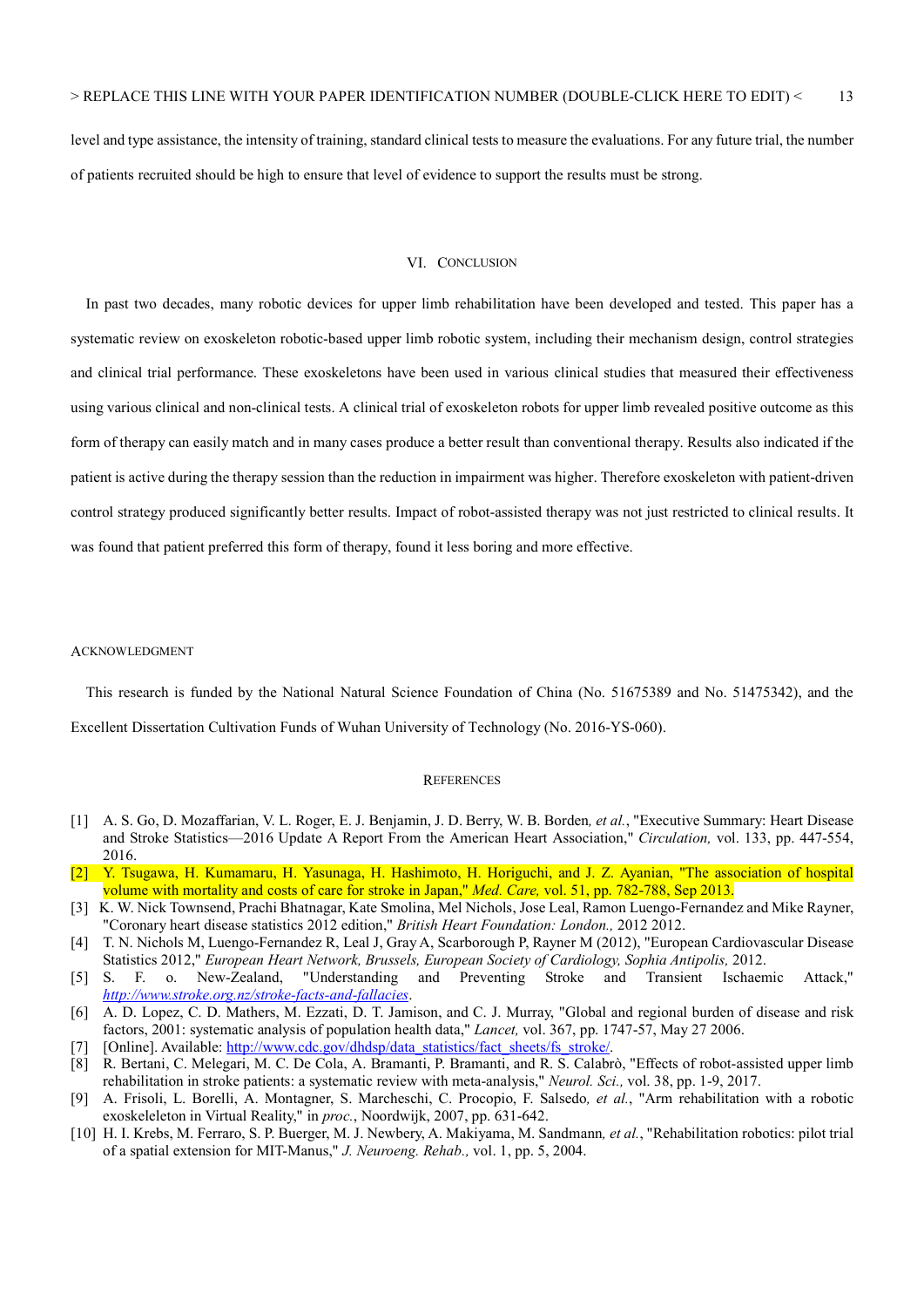level and type assistance, the intensity of training, standard clinical tests to measure the evaluations. For any future trial, the number of patients recruited should be high to ensure that level of evidence to support the results must be strong.

## VI. Conclusion

In past two decades, many robotic devices for upper limb rehabilitation have been developed and tested. This paper has a systematic review on exoskeleton robotic-based upper limb robotic system, including their mechanism design, control strategies and clinical trial performance. These exoskeletons have been used in various clinical studies that measured their effectiveness using various clinical and non-clinical tests. A clinical trial of exoskeleton robots for upper limb revealed positive outcome as this form of therapy can easily match and in many cases produce a better result than conventional therapy. Results also indicated if the patient is active during the therapy session than the reduction in impairment was higher. Therefore exoskeleton with patient-driven control strategy produced significantly better results. Impact of robot-assisted therapy was not just restricted to clinical results. It was found that patient preferred this form of therapy, found it less boring and more effective.

## Acknowledgment

This research is funded by the National Natural Science Foundation of China (No. 51675389 and No. 51475342), and the Excellent Dissertation Cultivation Funds of Wuhan University of Technology (No. 2016-YS-060).

## References

[1] A. S. Go, D. Mozaffarian, V. L. Roger, E. J. Benjamin, J. D. Berry, W. B. Borden*, et al.*, "Executive Summary: Heart Disease and Stroke Statistics—2016 Update A Report From the American Heart Association," *Circulation,* vol. 133, pp. 447-554, 2016.

[2] Y. Tsugawa, H. Kumamaru, H. Yasunaga, H. Hashimoto, H. Horiguchi, and J. Z. Ayanian, "The association of hospital volume with mortality and costs of care for stroke in Japan," *Med. Care,* vol. 51, pp. 782-788, Sep 2013.

[3] K. W. Nick Townsend, Prachi Bhatnagar, Kate Smolina, Mel Nichols, Jose Leal, Ramon Luengo-Fernandez and Mike Rayner, "Coronary heart disease statistics 2012 edition," *British Heart Foundation: London.,* 2012 2012.

[4] T. N. Nichols M, Luengo-Fernandez R, Leal J, Gray A, Scarborough P, Rayner M (2012), "European Cardiovascular Disease Statistics 2012," *European Heart Network, Brussels, European Society of Cardiology, Sophia Antipolis,* 2012.

[5] S. F. o. New-Zealand, "Understanding and Preventing Stroke and Transient Ischaemic Attack," *http://www.stroke.org.nz/stroke-facts-and-fallacies*.

[6] A. D. Lopez, C. D. Mathers, M. Ezzati, D. T. Jamison, and C. J. Murray, "Global and regional burden of disease and risk factors, 2001: systematic analysis of population health data," *Lancet,* vol. 367, pp. 1747-57, May 27 2006.

[7] [Online]. Available: http://www.cdc.gov/dhdsp/data_statistics/fact_sheets/fs_stroke/.

[8] R. Bertani, C. Melegari, M. C. De Cola, A. Bramanti, P. Bramanti, and R. S. Calabrò, "Effects of robot-assisted upper limb rehabilitation in stroke patients: a systematic review with meta-analysis," *Neurol. Sci.,* vol. 38, pp. 1-9, 2017.

[9] A. Frisoli, L. Borelli, A. Montagner, S. Marcheschi, C. Procopio, F. Salsedo*, et al.*, "Arm rehabilitation with a robotic exoskeleleton in Virtual Reality," in *proc.*, Noordwijk, 2007, pp. 631-642.

[10] H. I. Krebs, M. Ferraro, S. P. Buerger, M. J. Newbery, A. Makiyama, M. Sandmann*, et al.*, "Rehabilitation robotics: pilot trial of a spatial extension for MIT-Manus," *J. Neuroeng. Rehab.,* vol. 1, pp. 5, 2004.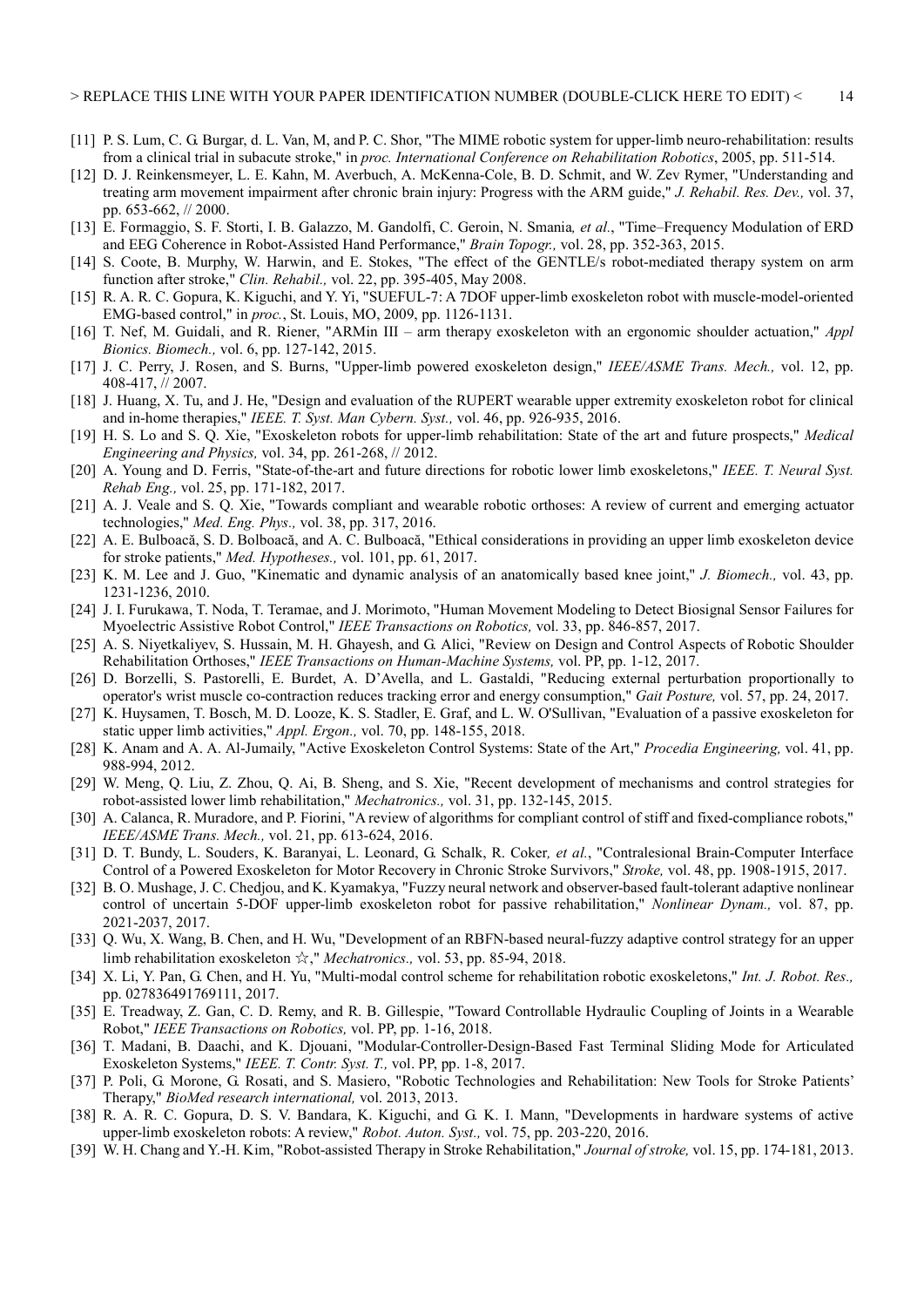[11] P. S. Lum, C. G. Burgar, d. L. Van, M, and P. C. Shor, "The MIME robotic system for upper-limb neuro-rehabilitation: results from a clinical trial in subacute stroke," in *proc. International Conference on Rehabilitation Robotics*, 2005, pp. 511-514.

[12] D. J. Reinkensmeyer, L. E. Kahn, M. Averbuch, A. McKenna-Cole, B. D. Schmit, and W. Zev Rymer, "Understanding and treating arm movement impairment after chronic brain injury: Progress with the ARM guide," *J. Rehabil. Res. Dev.,* vol. 37, pp. 653-662, // 2000.

[13] E. Formaggio, S. F. Storti, I. B. Galazzo, M. Gandolfi, C. Geroin, N. Smania*, et al.*, "Time–Frequency Modulation of ERD and EEG Coherence in Robot-Assisted Hand Performance," *Brain Topogr.,* vol. 28, pp. 352-363, 2015.

[14] S. Coote, B. Murphy, W. Harwin, and E. Stokes, "The effect of the GENTLE/s robot-mediated therapy system on arm function after stroke," *Clin. Rehabil.,* vol. 22, pp. 395-405, May 2008.

[15] R. A. R. C. Gopura, K. Kiguchi, and Y. Yi, "SUEFUL-7: A 7DOF upper-limb exoskeleton robot with muscle-model-oriented EMG-based control," in *proc.*, St. Louis, MO, 2009, pp. 1126-1131.

[16] T. Nef, M. Guidali, and R. Riener, "ARMin III – arm therapy exoskeleton with an ergonomic shoulder actuation," *Appl Bionics. Biomech.,* vol. 6, pp. 127-142, 2015.

[17] J. C. Perry, J. Rosen, and S. Burns, "Upper-limb powered exoskeleton design," *IEEE/ASME Trans. Mech.,* vol. 12, pp. 408-417, // 2007.

[18] J. Huang, X. Tu, and J. He, "Design and evaluation of the RUPERT wearable upper extremity exoskeleton robot for clinical and in-home therapies," *IEEE. T. Syst. Man Cybern. Syst.,* vol. 46, pp. 926-935, 2016.

[19] H. S. Lo and S. Q. Xie, "Exoskeleton robots for upper-limb rehabilitation: State of the art and future prospects," *Medical Engineering and Physics,* vol. 34, pp. 261-268, // 2012.

[20] A. Young and D. Ferris, "State-of-the-art and future directions for robotic lower limb exoskeletons," *IEEE. T. Neural Syst. Rehab Eng.,* vol. 25, pp. 171-182, 2017.

[21] A. J. Veale and S. Q. Xie, "Towards compliant and wearable robotic orthoses: A review of current and emerging actuator technologies," *Med. Eng. Phys.,* vol. 38, pp. 317, 2016.

[22] A. E. Bulboacă, S. D. Bolboacă, and A. C. Bulboacă, "Ethical considerations in providing an upper limb exoskeleton device for stroke patients," *Med. Hypotheses.,* vol. 101, pp. 61, 2017.

[23] K. M. Lee and J. Guo, "Kinematic and dynamic analysis of an anatomically based knee joint," *J. Biomech.,* vol. 43, pp. 1231-1236, 2010.

[24] J. I. Furukawa, T. Noda, T. Teramae, and J. Morimoto, "Human Movement Modeling to Detect Biosignal Sensor Failures for Myoelectric Assistive Robot Control," *IEEE Transactions on Robotics,* vol. 33, pp. 846-857, 2017.

[25] A. S. Niyetkaliyev, S. Hussain, M. H. Ghayesh, and G. Alici, "Review on Design and Control Aspects of Robotic Shoulder Rehabilitation Orthoses," *IEEE Transactions on Human-Machine Systems,* vol. PP, pp. 1-12, 2017.

[26] D. Borzelli, S. Pastorelli, E. Burdet, A. D'Avella, and L. Gastaldi, "Reducing external perturbation proportionally to operator's wrist muscle co-contraction reduces tracking error and energy consumption," *Gait Posture,* vol. 57, pp. 24, 2017.

[27] K. Huysamen, T. Bosch, M. D. Looze, K. S. Stadler, E. Graf, and L. W. O'Sullivan, "Evaluation of a passive exoskeleton for static upper limb activities," *Appl. Ergon.,* vol. 70, pp. 148-155, 2018.

[28] K. Anam and A. A. Al-Jumaily, "Active Exoskeleton Control Systems: State of the Art," *Procedia Engineering,* vol. 41, pp. 988-994, 2012.

[29] W. Meng, Q. Liu, Z. Zhou, Q. Ai, B. Sheng, and S. Xie, "Recent development of mechanisms and control strategies for robot-assisted lower limb rehabilitation," *Mechatronics.,* vol. 31, pp. 132-145, 2015.

[30] A. Calanca, R. Muradore, and P. Fiorini, "A review of algorithms for compliant control of stiff and fixed-compliance robots," *IEEE/ASME Trans. Mech.,* vol. 21, pp. 613-624, 2016.

[31] D. T. Bundy, L. Souders, K. Baranyai, L. Leonard, G. Schalk, R. Coker*, et al.*, "Contralesional Brain-Computer Interface Control of a Powered Exoskeleton for Motor Recovery in Chronic Stroke Survivors," *Stroke,* vol. 48, pp. 1908-1915, 2017.

[32] B. O. Mushage, J. C. Chedjou, and K. Kyamakya, "Fuzzy neural network and observer-based fault-tolerant adaptive nonlinear control of uncertain 5-DOF upper-limb exoskeleton robot for passive rehabilitation," *Nonlinear Dynam.,* vol. 87, pp. 2021-2037, 2017.

[33] Q. Wu, X. Wang, B. Chen, and H. Wu, "Development of an RBFN-based neural-fuzzy adaptive control strategy for an upper limb rehabilitation exoskeleton ☆," *Mechatronics.,* vol. 53, pp. 85-94, 2018.

[34] X. Li, Y. Pan, G. Chen, and H. Yu, "Multi-modal control scheme for rehabilitation robotic exoskeletons," *Int. J. Robot. Res.,* pp. 027836491769111, 2017.

[35] E. Treadway, Z. Gan, C. D. Remy, and R. B. Gillespie, "Toward Controllable Hydraulic Coupling of Joints in a Wearable Robot," *IEEE Transactions on Robotics,* vol. PP, pp. 1-16, 2018.

[36] T. Madani, B. Daachi, and K. Djouani, "Modular-Controller-Design-Based Fast Terminal Sliding Mode for Articulated Exoskeleton Systems," *IEEE. T. Contr. Syst. T.,* vol. PP, pp. 1-8, 2017.

[37] P. Poli, G. Morone, G. Rosati, and S. Masiero, "Robotic Technologies and Rehabilitation: New Tools for Stroke Patients' Therapy," *BioMed research international,* vol. 2013, 2013.

[38] R. A. R. C. Gopura, D. S. V. Bandara, K. Kiguchi, and G. K. I. Mann, "Developments in hardware systems of active upper-limb exoskeleton robots: A review," *Robot. Auton. Syst.,* vol. 75, pp. 203-220, 2016.

[39] W. H. Chang and Y.-H. Kim, "Robot-assisted Therapy in Stroke Rehabilitation," *Journal of stroke,* vol. 15, pp. 174-181, 2013.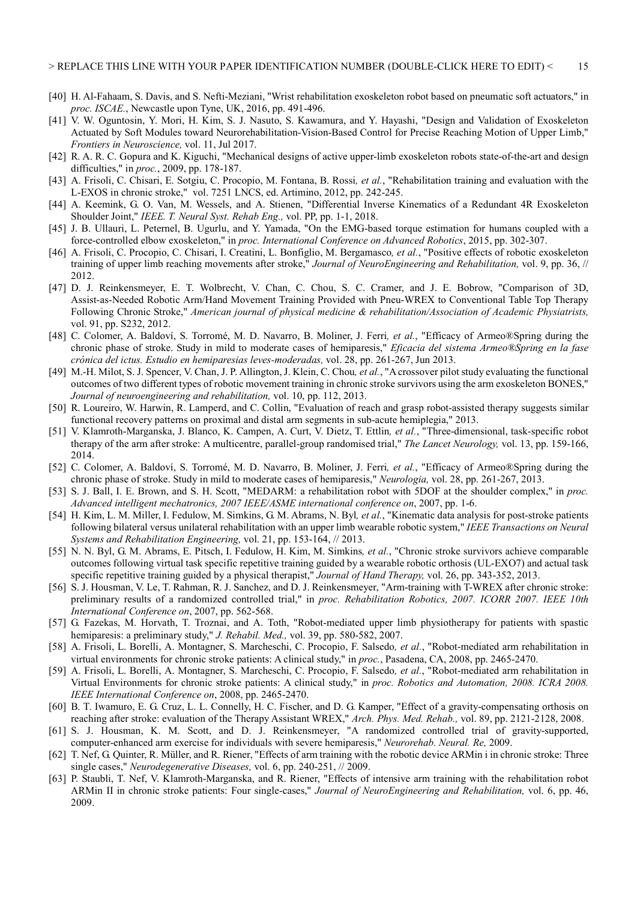[40] H. Al-Fahaam, S. Davis, and S. Nefti-Meziani, "Wrist rehabilitation exoskeleton robot based on pneumatic soft actuators," in *proc. ISCAE.*, Newcastle upon Tyne, UK, 2016, pp. 491-496.

[41] V. W. Oguntosin, Y. Mori, H. Kim, S. J. Nasuto, S. Kawamura, and Y. Hayashi, "Design and Validation of Exoskeleton Actuated by Soft Modules toward Neurorehabilitation-Vision-Based Control for Precise Reaching Motion of Upper Limb," *Frontiers in Neuroscience,* vol. 11, Jul 2017.

[42] R. A. R. C. Gopura and K. Kiguchi, "Mechanical designs of active upper-limb exoskeleton robots state-of-the-art and design difficulties," in *proc.*, 2009, pp. 178-187.

[43] A. Frisoli, C. Chisari, E. Sotgiu, C. Procopio, M. Fontana, B. Rossi*, et al.*, "Rehabilitation training and evaluation with the L-EXOS in chronic stroke," vol. 7251 LNCS, ed. Artimino, 2012, pp. 242-245.

[44] A. Keemink, G. O. Van, M. Wessels, and A. Stienen, "Differential Inverse Kinematics of a Redundant 4R Exoskeleton Shoulder Joint," *IEEE. T. Neural Syst. Rehab Eng.,* vol. PP, pp. 1-1, 2018.

[45] J. B. Ullauri, L. Peternel, B. Ugurlu, and Y. Yamada, "On the EMG-based torque estimation for humans coupled with a force-controlled elbow exoskeleton," in *proc. International Conference on Advanced Robotics*, 2015, pp. 302-307.

[46] A. Frisoli, C. Procopio, C. Chisari, I. Creatini, L. Bonfiglio, M. Bergamasco*, et al.*, "Positive effects of robotic exoskeleton training of upper limb reaching movements after stroke," *Journal of NeuroEngineering and Rehabilitation,* vol. 9, pp. 36, // 2012.

[47] D. J. Reinkensmeyer, E. T. Wolbrecht, V. Chan, C. Chou, S. C. Cramer, and J. E. Bobrow, "Comparison of 3D, Assist-as-Needed Robotic Arm/Hand Movement Training Provided with Pneu-WREX to Conventional Table Top Therapy Following Chronic Stroke," *American journal of physical medicine & rehabilitation/Association of Academic Physiatrists,* vol. 91, pp. S232, 2012.

[48] C. Colomer, A. Baldoví, S. Torromé, M. D. Navarro, B. Moliner, J. Ferri*, et al.*, "Efficacy of Armeo®Spring during the chronic phase of stroke. Study in mild to moderate cases of hemiparesis," *Eficacia del sistema Armeo®Spring en la fase crónica del ictus. Estudio en hemiparesias leves-moderadas,* vol. 28, pp. 261-267, Jun 2013.

[49] M.-H. Milot, S. J. Spencer, V. Chan, J. P. Allington, J. Klein, C. Chou*, et al.*, "A crossover pilot study evaluating the functional outcomes of two different types of robotic movement training in chronic stroke survivors using the arm exoskeleton BONES," *Journal of neuroengineering and rehabilitation,* vol. 10, pp. 112, 2013.

[50] R. Loureiro, W. Harwin, R. Lamperd, and C. Collin, "Evaluation of reach and grasp robot-assisted therapy suggests similar functional recovery patterns on proximal and distal arm segments in sub-acute hemiplegia," 2013.

[51] V. Klamroth-Marganska, J. Blanco, K. Campen, A. Curt, V. Dietz, T. Ettlin*, et al.*, "Three-dimensional, task-specific robot therapy of the arm after stroke: A multicentre, parallel-group randomised trial," *The Lancet Neurology,* vol. 13, pp. 159-166, 2014.

[52] C. Colomer, A. Baldoví, S. Torromé, M. D. Navarro, B. Moliner, J. Ferri*, et al.*, "Efficacy of Armeo®Spring during the chronic phase of stroke. Study in mild to moderate cases of hemiparesis," *Neurologia,* vol. 28, pp. 261-267, 2013.

[53] S. J. Ball, I. E. Brown, and S. H. Scott, "MEDARM: a rehabilitation robot with 5DOF at the shoulder complex," in *proc. Advanced intelligent mechatronics, 2007 IEEE/ASME international conference on*, 2007, pp. 1-6.

[54] H. Kim, L. M. Miller, I. Fedulow, M. Simkins, G. M. Abrams, N. Byl*, et al.*, "Kinematic data analysis for post-stroke patients following bilateral versus unilateral rehabilitation with an upper limb wearable robotic system," *IEEE Transactions on Neural Systems and Rehabilitation Engineering,* vol. 21, pp. 153-164, // 2013.

[55] N. N. Byl, G. M. Abrams, E. Pitsch, I. Fedulow, H. Kim, M. Simkins*, et al.*, "Chronic stroke survivors achieve comparable outcomes following virtual task specific repetitive training guided by a wearable robotic orthosis (UL-EXO7) and actual task specific repetitive training guided by a physical therapist," *Journal of Hand Therapy,* vol. 26, pp. 343-352, 2013.

[56] S. J. Housman, V. Le, T. Rahman, R. J. Sanchez, and D. J. Reinkensmeyer, "Arm-training with T-WREX after chronic stroke: preliminary results of a randomized controlled trial," in *proc. Rehabilitation Robotics, 2007. ICORR 2007. IEEE 10th International Conference on*, 2007, pp. 562-568.

[57] G. Fazekas, M. Horvath, T. Troznai, and A. Toth, "Robot-mediated upper limb physiotherapy for patients with spastic hemiparesis: a preliminary study," *J. Rehabil. Med.,* vol. 39, pp. 580-582, 2007.

[58] A. Frisoli, L. Borelli, A. Montagner, S. Marcheschi, C. Procopio, F. Salsedo*, et al.*, "Robot-mediated arm rehabilitation in virtual environments for chronic stroke patients: A clinical study," in *proc.*, Pasadena, CA, 2008, pp. 2465-2470.

[59] A. Frisoli, L. Borelli, A. Montagner, S. Marcheschi, C. Procopio, F. Salsedo*, et al.*, "Robot-mediated arm rehabilitation in Virtual Environments for chronic stroke patients: A clinical study," in *proc. Robotics and Automation, 2008. ICRA 2008. IEEE International Conference on*, 2008, pp. 2465-2470.

[60] B. T. Iwamuro, E. G. Cruz, L. L. Connelly, H. C. Fischer, and D. G. Kamper, "Effect of a gravity-compensating orthosis on reaching after stroke: evaluation of the Therapy Assistant WREX," *Arch. Phys. Med. Rehab.,* vol. 89, pp. 2121-2128, 2008.

[61] S. J. Housman, K. M. Scott, and D. J. Reinkensmeyer, "A randomized controlled trial of gravity-supported, computer-enhanced arm exercise for individuals with severe hemiparesis," *Neurorehab. Neural. Re,* 2009.

[62] T. Nef, G. Quinter, R. Müller, and R. Riener, "Effects of arm training with the robotic device ARMin i in chronic stroke: Three single cases," *Neurodegenerative Diseases,* vol. 6, pp. 240-251, // 2009.

[63] P. Staubli, T. Nef, V. Klamroth-Marganska, and R. Riener, "Effects of intensive arm training with the rehabilitation robot ARMin II in chronic stroke patients: Four single-cases," *Journal of NeuroEngineering and Rehabilitation,* vol. 6, pp. 46, 2009.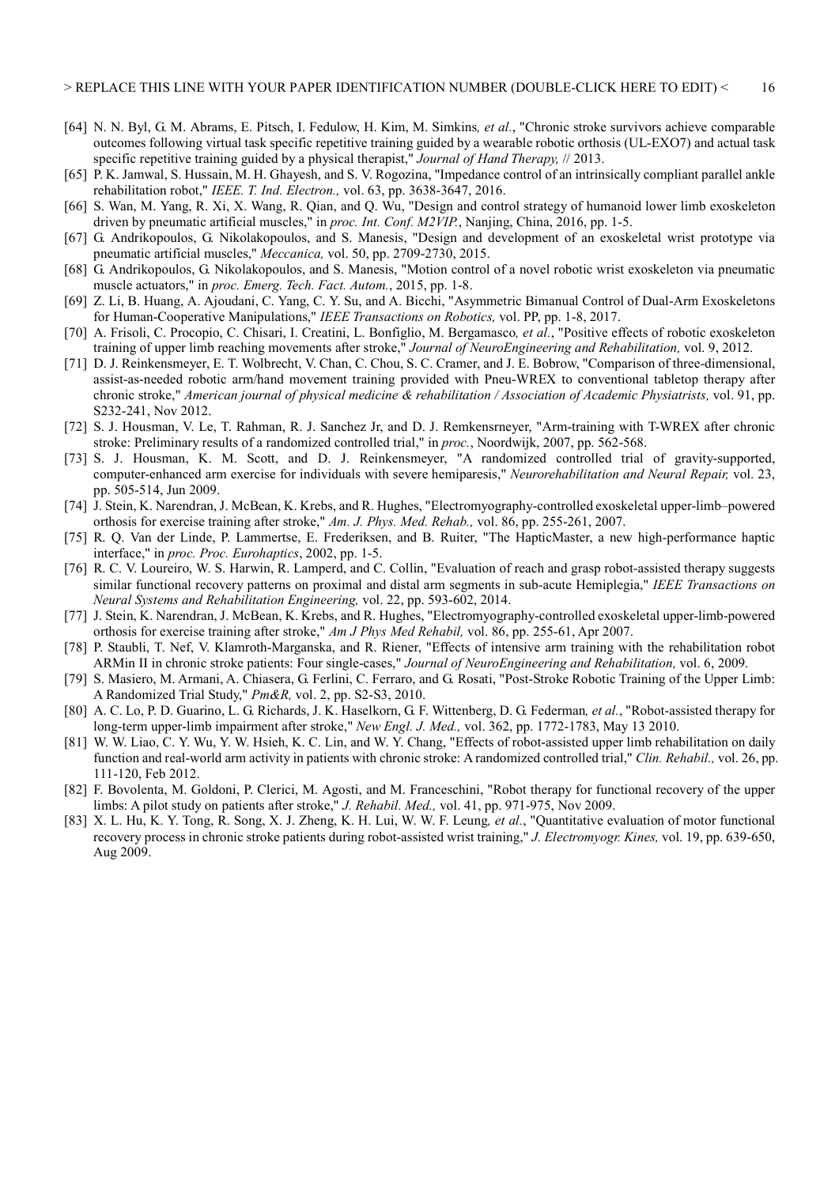[64] N. N. Byl, G. M. Abrams, E. Pitsch, I. Fedulow, H. Kim, M. Simkins*, et al.*, "Chronic stroke survivors achieve comparable outcomes following virtual task specific repetitive training guided by a wearable robotic orthosis (UL-EXO7) and actual task specific repetitive training guided by a physical therapist," *Journal of Hand Therapy,* // 2013.

[65] P. K. Jamwal, S. Hussain, M. H. Ghayesh, and S. V. Rogozina, "Impedance control of an intrinsically compliant parallel ankle rehabilitation robot," *IEEE. T. Ind. Electron.,* vol. 63, pp. 3638-3647, 2016.

[66] S. Wan, M. Yang, R. Xi, X. Wang, R. Qian, and Q. Wu, "Design and control strategy of humanoid lower limb exoskeleton driven by pneumatic artificial muscles," in *proc. Int. Conf. M2VIP.*, Nanjing, China, 2016, pp. 1-5.

[67] G. Andrikopoulos, G. Nikolakopoulos, and S. Manesis, "Design and development of an exoskeletal wrist prototype via pneumatic artificial muscles," *Meccanica,* vol. 50, pp. 2709-2730, 2015.

[68] G. Andrikopoulos, G. Nikolakopoulos, and S. Manesis, "Motion control of a novel robotic wrist exoskeleton via pneumatic muscle actuators," in *proc. Emerg. Tech. Fact. Autom.*, 2015, pp. 1-8.

[69] Z. Li, B. Huang, A. Ajoudani, C. Yang, C. Y. Su, and A. Bicchi, "Asymmetric Bimanual Control of Dual-Arm Exoskeletons for Human-Cooperative Manipulations," *IEEE Transactions on Robotics,* vol. PP, pp. 1-8, 2017.

[70] A. Frisoli, C. Procopio, C. Chisari, I. Creatini, L. Bonfiglio, M. Bergamasco*, et al.*, "Positive effects of robotic exoskeleton training of upper limb reaching movements after stroke," *Journal of NeuroEngineering and Rehabilitation,* vol. 9, 2012.

[71] D. J. Reinkensmeyer, E. T. Wolbrecht, V. Chan, C. Chou, S. C. Cramer, and J. E. Bobrow, "Comparison of three-dimensional, assist-as-needed robotic arm/hand movement training provided with Pneu-WREX to conventional tabletop therapy after chronic stroke," *American journal of physical medicine & rehabilitation / Association of Academic Physiatrists,* vol. 91, pp. S232-241, Nov 2012.

[72] S. J. Housman, V. Le, T. Rahman, R. J. Sanchez Jr, and D. J. Remkensrneyer, "Arm-training with T-WREX after chronic stroke: Preliminary results of a randomized controlled trial," in *proc.*, Noordwijk, 2007, pp. 562-568.

[73] S. J. Housman, K. M. Scott, and D. J. Reinkensmeyer, "A randomized controlled trial of gravity-supported, computer-enhanced arm exercise for individuals with severe hemiparesis," *Neurorehabilitation and Neural Repair,* vol. 23, pp. 505-514, Jun 2009.

[74] J. Stein, K. Narendran, J. McBean, K. Krebs, and R. Hughes, "Electromyography-controlled exoskeletal upper-limb–powered orthosis for exercise training after stroke," *Am. J. Phys. Med. Rehab.,* vol. 86, pp. 255-261, 2007.

[75] R. Q. Van der Linde, P. Lammertse, E. Frederiksen, and B. Ruiter, "The HapticMaster, a new high-performance haptic interface," in *proc. Proc. Eurohaptics*, 2002, pp. 1-5.

[76] R. C. V. Loureiro, W. S. Harwin, R. Lamperd, and C. Collin, "Evaluation of reach and grasp robot-assisted therapy suggests similar functional recovery patterns on proximal and distal arm segments in sub-acute Hemiplegia," *IEEE Transactions on Neural Systems and Rehabilitation Engineering,* vol. 22, pp. 593-602, 2014.

[77] J. Stein, K. Narendran, J. McBean, K. Krebs, and R. Hughes, "Electromyography-controlled exoskeletal upper-limb-powered orthosis for exercise training after stroke," *Am J Phys Med Rehabil,* vol. 86, pp. 255-61, Apr 2007.

[78] P. Staubli, T. Nef, V. Klamroth-Marganska, and R. Riener, "Effects of intensive arm training with the rehabilitation robot ARMin II in chronic stroke patients: Four single-cases," *Journal of NeuroEngineering and Rehabilitation,* vol. 6, 2009.

[79] S. Masiero, M. Armani, A. Chiasera, G. Ferlini, C. Ferraro, and G. Rosati, "Post-Stroke Robotic Training of the Upper Limb: A Randomized Trial Study," *Pm&R,* vol. 2, pp. S2-S3, 2010.

[80] A. C. Lo, P. D. Guarino, L. G. Richards, J. K. Haselkorn, G. F. Wittenberg, D. G. Federman*, et al.*, "Robot-assisted therapy for long-term upper-limb impairment after stroke," *New Engl. J. Med.,* vol. 362, pp. 1772-1783, May 13 2010.

[81] W. W. Liao, C. Y. Wu, Y. W. Hsieh, K. C. Lin, and W. Y. Chang, "Effects of robot-assisted upper limb rehabilitation on daily function and real-world arm activity in patients with chronic stroke: A randomized controlled trial," *Clin. Rehabil.,* vol. 26, pp. 111-120, Feb 2012.

[82] F. Bovolenta, M. Goldoni, P. Clerici, M. Agosti, and M. Franceschini, "Robot therapy for functional recovery of the upper limbs: A pilot study on patients after stroke," *J. Rehabil. Med.,* vol. 41, pp. 971-975, Nov 2009.

[83] X. L. Hu, K. Y. Tong, R. Song, X. J. Zheng, K. H. Lui, W. W. F. Leung*, et al.*, "Quantitative evaluation of motor functional recovery process in chronic stroke patients during robot-assisted wrist training," *J. Electromyogr. Kines,* vol. 19, pp. 639-650, Aug 2009.